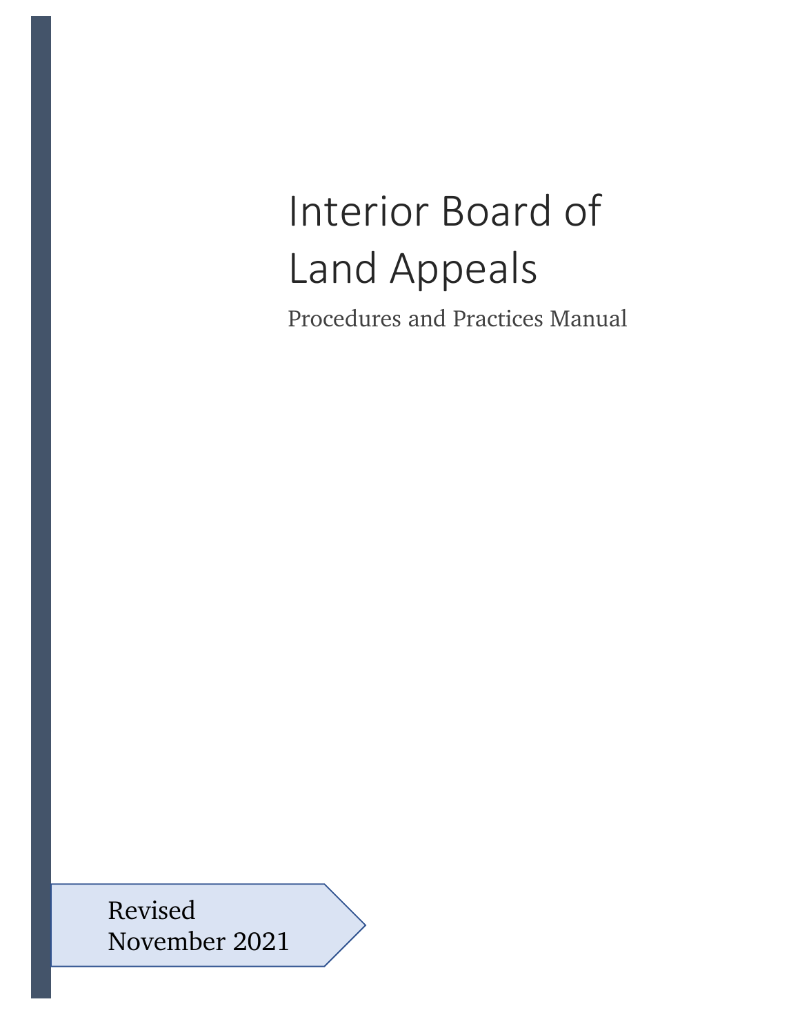# Interior Board of Land Appeals

Procedures and Practices Manual

Revised
November 2021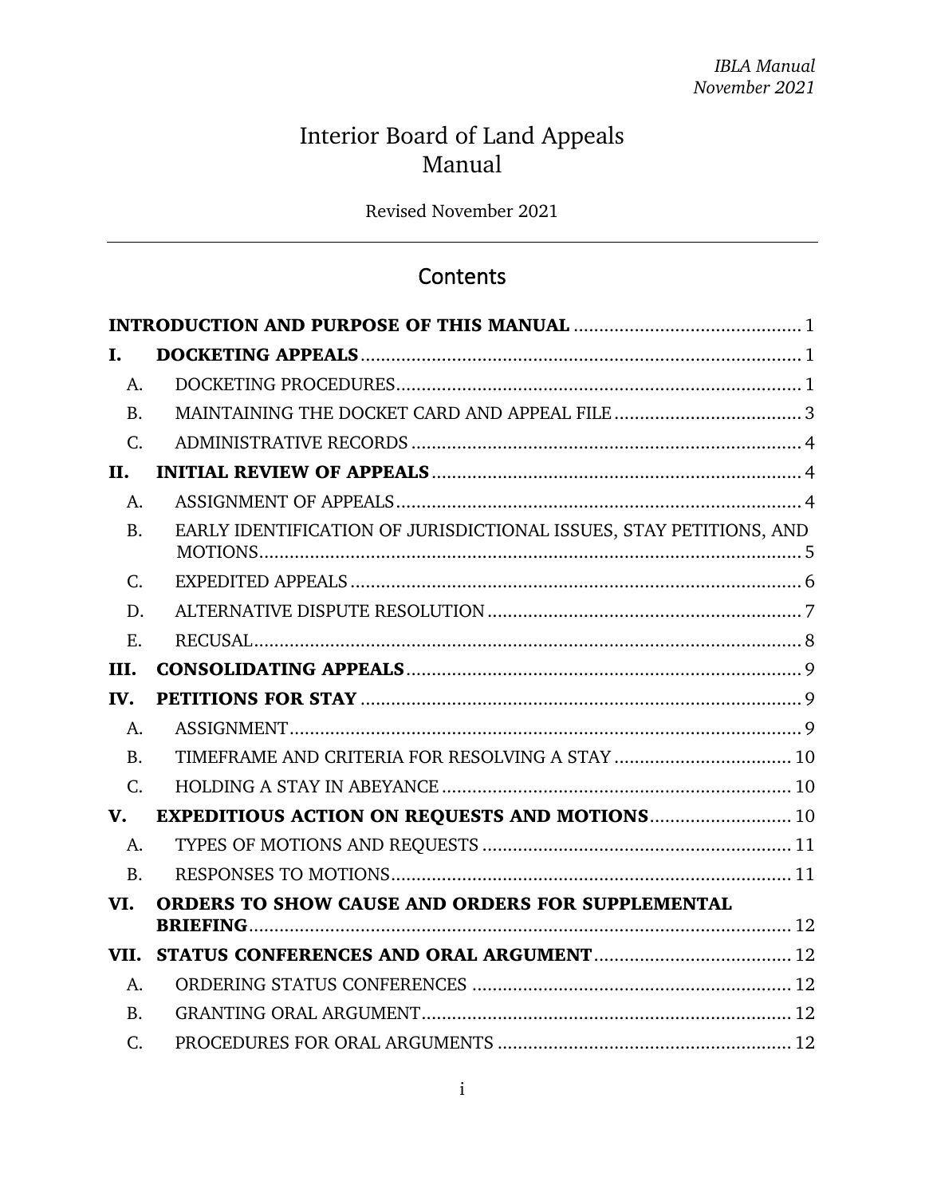# Interior Board of Land Appeals Manual

Revised November 2021

---

## Contents

**INTRODUCTION AND PURPOSE OF THIS MANUAL** .......... 1

**I. DOCKETING APPEALS** .......... 1

- A. DOCKETING PROCEDURES .......... 1
- B. MAINTAINING THE DOCKET CARD AND APPEAL FILE .......... 3
- C. ADMINISTRATIVE RECORDS .......... 4

**II. INITIAL REVIEW OF APPEALS** .......... 4

- A. ASSIGNMENT OF APPEALS .......... 4
- B. EARLY IDENTIFICATION OF JURISDICTIONAL ISSUES, STAY PETITIONS, AND MOTIONS .......... 5
- C. EXPEDITED APPEALS .......... 6
- D. ALTERNATIVE DISPUTE RESOLUTION .......... 7
- E. RECUSAL .......... 8

**III. CONSOLIDATING APPEALS** .......... 9

**IV. PETITIONS FOR STAY** .......... 9

- A. ASSIGNMENT .......... 9
- B. TIMEFRAME AND CRITERIA FOR RESOLVING A STAY .......... 10
- C. HOLDING A STAY IN ABEYANCE .......... 10

**V. EXPEDITIOUS ACTION ON REQUESTS AND MOTIONS** .......... 10

- A. TYPES OF MOTIONS AND REQUESTS .......... 11
- B. RESPONSES TO MOTIONS .......... 11

**VI. ORDERS TO SHOW CAUSE AND ORDERS FOR SUPPLEMENTAL BRIEFING** .......... 12

**VII. STATUS CONFERENCES AND ORAL ARGUMENT** .......... 12

- A. ORDERING STATUS CONFERENCES .......... 12
- B. GRANTING ORAL ARGUMENT .......... 12
- C. PROCEDURES FOR ORAL ARGUMENTS .......... 12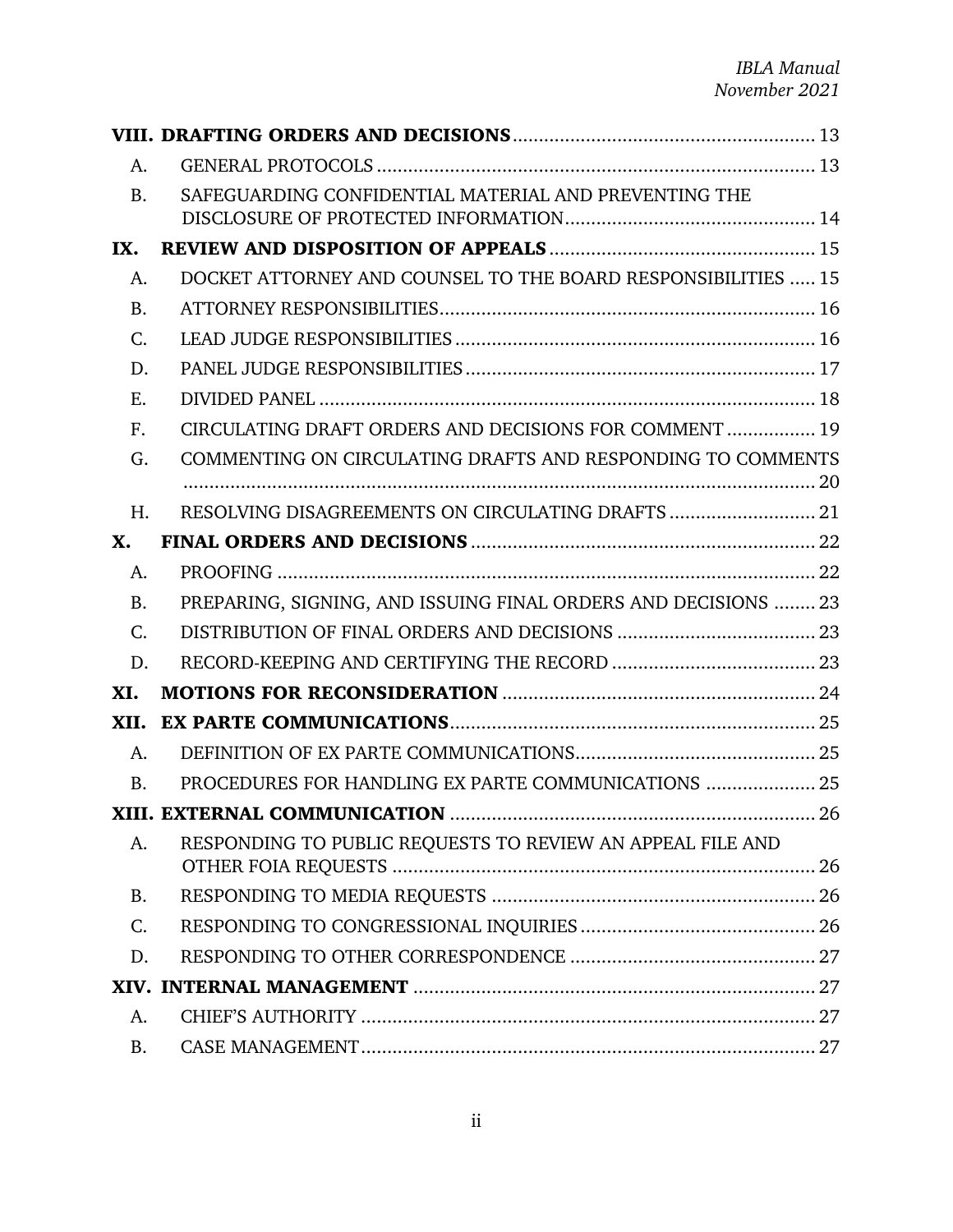| | | |
|---|---|---|
| **VIII.** | **DRAFTING ORDERS AND DECISIONS** | 13 |
| A. | GENERAL PROTOCOLS | 13 |
| B. | SAFEGUARDING CONFIDENTIAL MATERIAL AND PREVENTING THE DISCLOSURE OF PROTECTED INFORMATION | 14 |
| **IX.** | **REVIEW AND DISPOSITION OF APPEALS** | 15 |
| A. | DOCKET ATTORNEY AND COUNSEL TO THE BOARD RESPONSIBILITIES | 15 |
| B. | ATTORNEY RESPONSIBILITIES | 16 |
| C. | LEAD JUDGE RESPONSIBILITIES | 16 |
| D. | PANEL JUDGE RESPONSIBILITIES | 17 |
| E. | DIVIDED PANEL | 18 |
| F. | CIRCULATING DRAFT ORDERS AND DECISIONS FOR COMMENT | 19 |
| G. | COMMENTING ON CIRCULATING DRAFTS AND RESPONDING TO COMMENTS | 20 |
| H. | RESOLVING DISAGREEMENTS ON CIRCULATING DRAFTS | 21 |
| **X.** | **FINAL ORDERS AND DECISIONS** | 22 |
| A. | PROOFING | 22 |
| B. | PREPARING, SIGNING, AND ISSUING FINAL ORDERS AND DECISIONS | 23 |
| C. | DISTRIBUTION OF FINAL ORDERS AND DECISIONS | 23 |
| D. | RECORD-KEEPING AND CERTIFYING THE RECORD | 23 |
| **XI.** | **MOTIONS FOR RECONSIDERATION** | 24 |
| **XII.** | **EX PARTE COMMUNICATIONS** | 25 |
| A. | DEFINITION OF EX PARTE COMMUNICATIONS | 25 |
| B. | PROCEDURES FOR HANDLING EX PARTE COMMUNICATIONS | 25 |
| **XIII.** | **EXTERNAL COMMUNICATION** | 26 |
| A. | RESPONDING TO PUBLIC REQUESTS TO REVIEW AN APPEAL FILE AND OTHER FOIA REQUESTS | 26 |
| B. | RESPONDING TO MEDIA REQUESTS | 26 |
| C. | RESPONDING TO CONGRESSIONAL INQUIRIES | 26 |
| D. | RESPONDING TO OTHER CORRESPONDENCE | 27 |
| **XIV.** | **INTERNAL MANAGEMENT** | 27 |
| A. | CHIEF'S AUTHORITY | 27 |
| B. | CASE MANAGEMENT | 27 |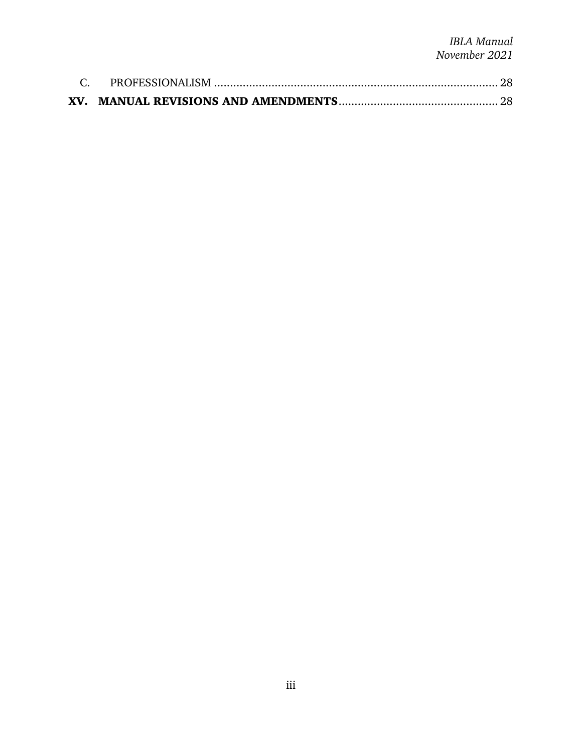C. PROFESSIONALISM ........................................................................................ 28

**XV. MANUAL REVISIONS AND AMENDMENTS** ................................................. 28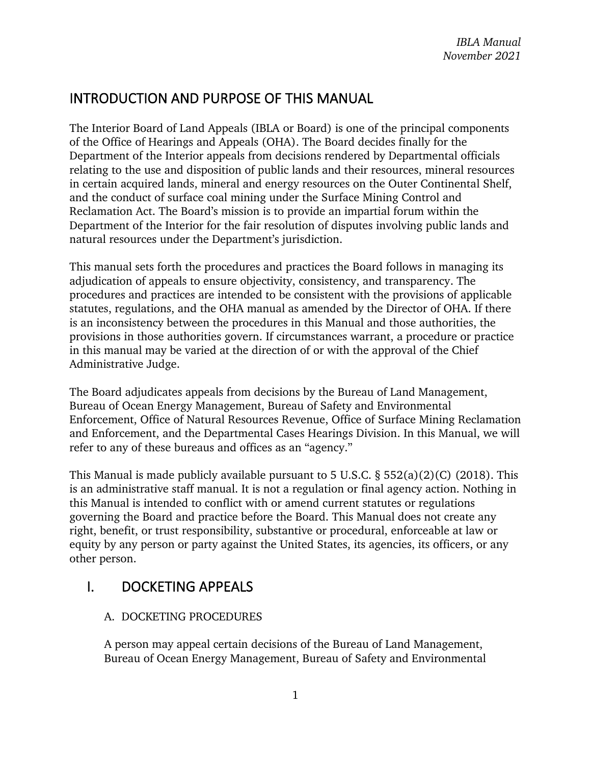## INTRODUCTION AND PURPOSE OF THIS MANUAL

The Interior Board of Land Appeals (IBLA or Board) is one of the principal components of the Office of Hearings and Appeals (OHA). The Board decides finally for the Department of the Interior appeals from decisions rendered by Departmental officials relating to the use and disposition of public lands and their resources, mineral resources in certain acquired lands, mineral and energy resources on the Outer Continental Shelf, and the conduct of surface coal mining under the Surface Mining Control and Reclamation Act. The Board's mission is to provide an impartial forum within the Department of the Interior for the fair resolution of disputes involving public lands and natural resources under the Department's jurisdiction.

This manual sets forth the procedures and practices the Board follows in managing its adjudication of appeals to ensure objectivity, consistency, and transparency. The procedures and practices are intended to be consistent with the provisions of applicable statutes, regulations, and the OHA manual as amended by the Director of OHA. If there is an inconsistency between the procedures in this Manual and those authorities, the provisions in those authorities govern. If circumstances warrant, a procedure or practice in this manual may be varied at the direction of or with the approval of the Chief Administrative Judge.

The Board adjudicates appeals from decisions by the Bureau of Land Management, Bureau of Ocean Energy Management, Bureau of Safety and Environmental Enforcement, Office of Natural Resources Revenue, Office of Surface Mining Reclamation and Enforcement, and the Departmental Cases Hearings Division. In this Manual, we will refer to any of these bureaus and offices as an "agency."

This Manual is made publicly available pursuant to 5 U.S.C. § 552(a)(2)(C) (2018). This is an administrative staff manual. It is not a regulation or final agency action. Nothing in this Manual is intended to conflict with or amend current statutes or regulations governing the Board and practice before the Board. This Manual does not create any right, benefit, or trust responsibility, substantive or procedural, enforceable at law or equity by any person or party against the United States, its agencies, its officers, or any other person.

## I. DOCKETING APPEALS

### A. DOCKETING PROCEDURES

A person may appeal certain decisions of the Bureau of Land Management, Bureau of Ocean Energy Management, Bureau of Safety and Environmental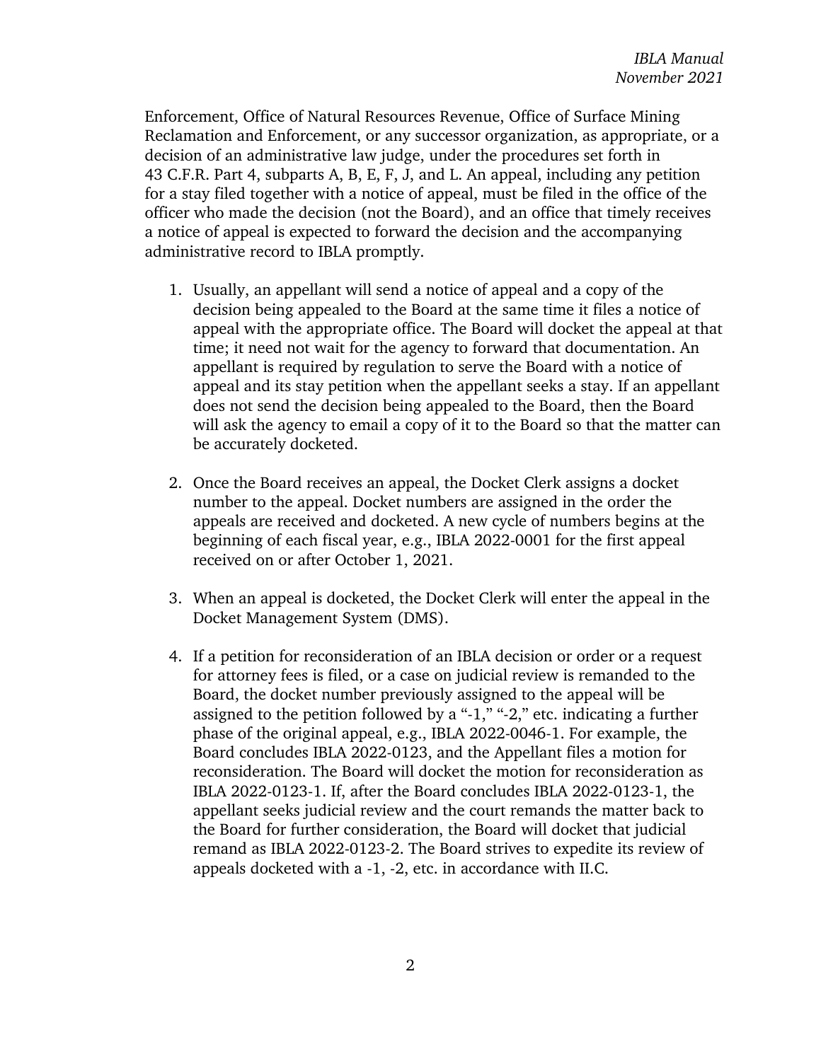Enforcement, Office of Natural Resources Revenue, Office of Surface Mining Reclamation and Enforcement, or any successor organization, as appropriate, or a decision of an administrative law judge, under the procedures set forth in 43 C.F.R. Part 4, subparts A, B, E, F, J, and L. An appeal, including any petition for a stay filed together with a notice of appeal, must be filed in the office of the officer who made the decision (not the Board), and an office that timely receives a notice of appeal is expected to forward the decision and the accompanying administrative record to IBLA promptly.

1. Usually, an appellant will send a notice of appeal and a copy of the decision being appealed to the Board at the same time it files a notice of appeal with the appropriate office. The Board will docket the appeal at that time; it need not wait for the agency to forward that documentation. An appellant is required by regulation to serve the Board with a notice of appeal and its stay petition when the appellant seeks a stay. If an appellant does not send the decision being appealed to the Board, then the Board will ask the agency to email a copy of it to the Board so that the matter can be accurately docketed.

2. Once the Board receives an appeal, the Docket Clerk assigns a docket number to the appeal. Docket numbers are assigned in the order the appeals are received and docketed. A new cycle of numbers begins at the beginning of each fiscal year, e.g., IBLA 2022-0001 for the first appeal received on or after October 1, 2021.

3. When an appeal is docketed, the Docket Clerk will enter the appeal in the Docket Management System (DMS).

4. If a petition for reconsideration of an IBLA decision or order or a request for attorney fees is filed, or a case on judicial review is remanded to the Board, the docket number previously assigned to the appeal will be assigned to the petition followed by a "-1," "-2," etc. indicating a further phase of the original appeal, e.g., IBLA 2022-0046-1. For example, the Board concludes IBLA 2022-0123, and the Appellant files a motion for reconsideration. The Board will docket the motion for reconsideration as IBLA 2022-0123-1. If, after the Board concludes IBLA 2022-0123-1, the appellant seeks judicial review and the court remands the matter back to the Board for further consideration, the Board will docket that judicial remand as IBLA 2022-0123-2. The Board strives to expedite its review of appeals docketed with a -1, -2, etc. in accordance with II.C.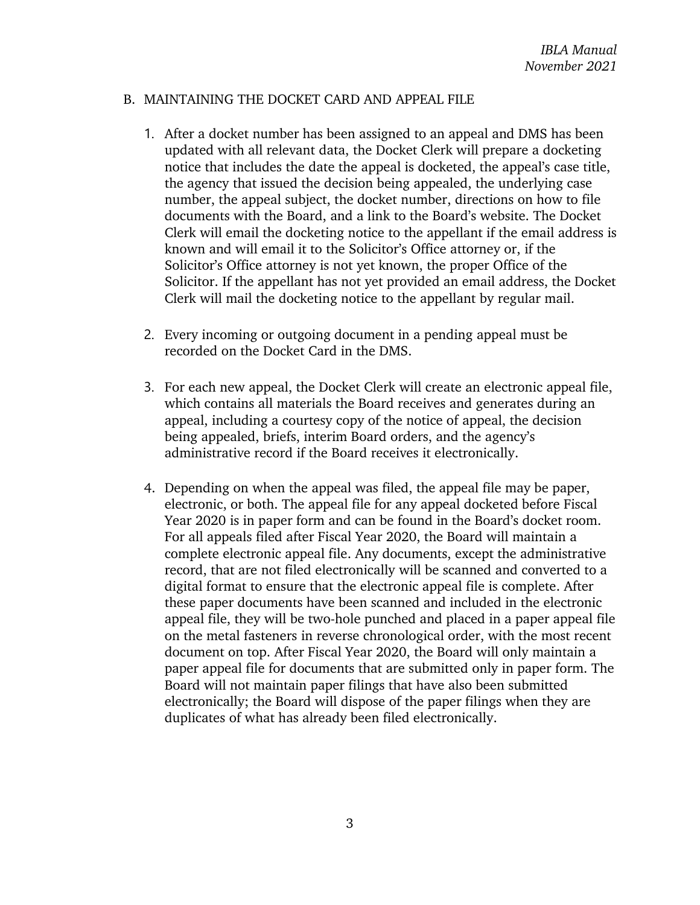## B. MAINTAINING THE DOCKET CARD AND APPEAL FILE

1. After a docket number has been assigned to an appeal and DMS has been updated with all relevant data, the Docket Clerk will prepare a docketing notice that includes the date the appeal is docketed, the appeal's case title, the agency that issued the decision being appealed, the underlying case number, the appeal subject, the docket number, directions on how to file documents with the Board, and a link to the Board's website. The Docket Clerk will email the docketing notice to the appellant if the email address is known and will email it to the Solicitor's Office attorney or, if the Solicitor's Office attorney is not yet known, the proper Office of the Solicitor. If the appellant has not yet provided an email address, the Docket Clerk will mail the docketing notice to the appellant by regular mail.

2. Every incoming or outgoing document in a pending appeal must be recorded on the Docket Card in the DMS.

3. For each new appeal, the Docket Clerk will create an electronic appeal file, which contains all materials the Board receives and generates during an appeal, including a courtesy copy of the notice of appeal, the decision being appealed, briefs, interim Board orders, and the agency's administrative record if the Board receives it electronically.

4. Depending on when the appeal was filed, the appeal file may be paper, electronic, or both. The appeal file for any appeal docketed before Fiscal Year 2020 is in paper form and can be found in the Board's docket room. For all appeals filed after Fiscal Year 2020, the Board will maintain a complete electronic appeal file. Any documents, except the administrative record, that are not filed electronically will be scanned and converted to a digital format to ensure that the electronic appeal file is complete. After these paper documents have been scanned and included in the electronic appeal file, they will be two-hole punched and placed in a paper appeal file on the metal fasteners in reverse chronological order, with the most recent document on top. After Fiscal Year 2020, the Board will only maintain a paper appeal file for documents that are submitted only in paper form. The Board will not maintain paper filings that have also been submitted electronically; the Board will dispose of the paper filings when they are duplicates of what has already been filed electronically.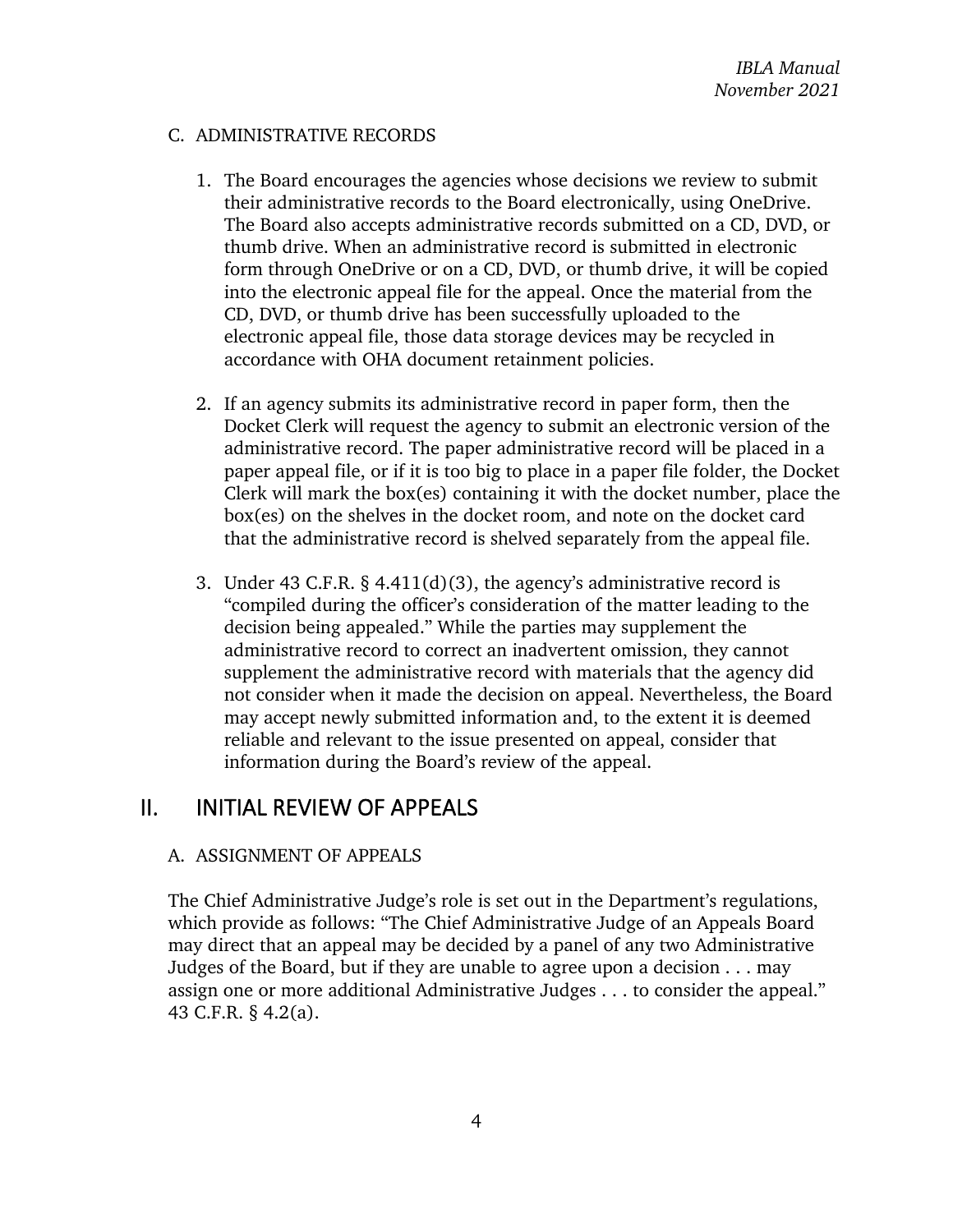### C. ADMINISTRATIVE RECORDS

1. The Board encourages the agencies whose decisions we review to submit their administrative records to the Board electronically, using OneDrive. The Board also accepts administrative records submitted on a CD, DVD, or thumb drive. When an administrative record is submitted in electronic form through OneDrive or on a CD, DVD, or thumb drive, it will be copied into the electronic appeal file for the appeal. Once the material from the CD, DVD, or thumb drive has been successfully uploaded to the electronic appeal file, those data storage devices may be recycled in accordance with OHA document retainment policies.

2. If an agency submits its administrative record in paper form, then the Docket Clerk will request the agency to submit an electronic version of the administrative record. The paper administrative record will be placed in a paper appeal file, or if it is too big to place in a paper file folder, the Docket Clerk will mark the box(es) containing it with the docket number, place the box(es) on the shelves in the docket room, and note on the docket card that the administrative record is shelved separately from the appeal file.

3. Under 43 C.F.R. § 4.411(d)(3), the agency's administrative record is "compiled during the officer's consideration of the matter leading to the decision being appealed." While the parties may supplement the administrative record to correct an inadvertent omission, they cannot supplement the administrative record with materials that the agency did not consider when it made the decision on appeal. Nevertheless, the Board may accept newly submitted information and, to the extent it is deemed reliable and relevant to the issue presented on appeal, consider that information during the Board's review of the appeal.

## II. INITIAL REVIEW OF APPEALS

### A. ASSIGNMENT OF APPEALS

The Chief Administrative Judge's role is set out in the Department's regulations, which provide as follows: "The Chief Administrative Judge of an Appeals Board may direct that an appeal may be decided by a panel of any two Administrative Judges of the Board, but if they are unable to agree upon a decision . . . may assign one or more additional Administrative Judges . . . to consider the appeal." 43 C.F.R. § 4.2(a).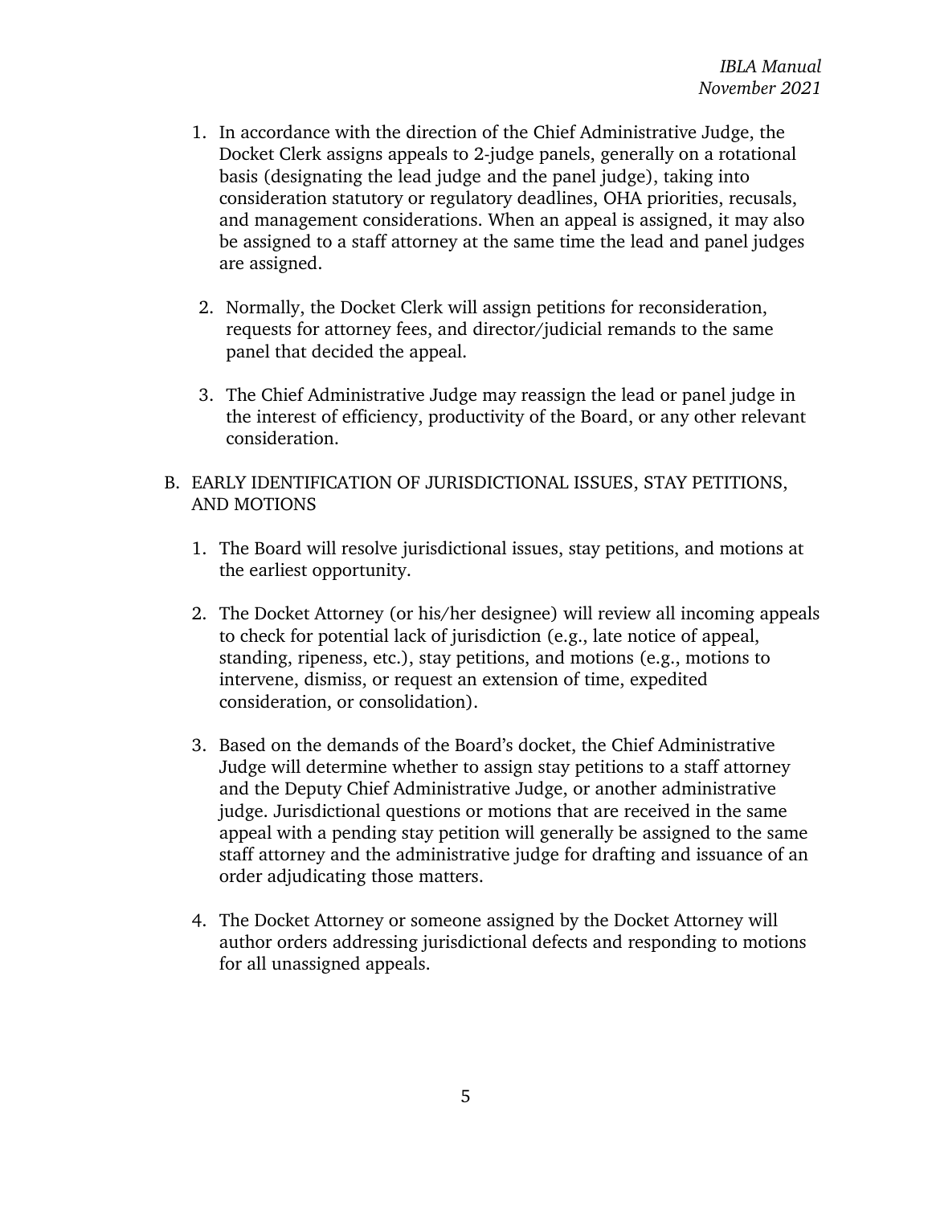1. In accordance with the direction of the Chief Administrative Judge, the Docket Clerk assigns appeals to 2-judge panels, generally on a rotational basis (designating the lead judge and the panel judge), taking into consideration statutory or regulatory deadlines, OHA priorities, recusals, and management considerations. When an appeal is assigned, it may also be assigned to a staff attorney at the same time the lead and panel judges are assigned.

2. Normally, the Docket Clerk will assign petitions for reconsideration, requests for attorney fees, and director/judicial remands to the same panel that decided the appeal.

3. The Chief Administrative Judge may reassign the lead or panel judge in the interest of efficiency, productivity of the Board, or any other relevant consideration.

B. EARLY IDENTIFICATION OF JURISDICTIONAL ISSUES, STAY PETITIONS, AND MOTIONS

1. The Board will resolve jurisdictional issues, stay petitions, and motions at the earliest opportunity.

2. The Docket Attorney (or his/her designee) will review all incoming appeals to check for potential lack of jurisdiction (e.g., late notice of appeal, standing, ripeness, etc.), stay petitions, and motions (e.g., motions to intervene, dismiss, or request an extension of time, expedited consideration, or consolidation).

3. Based on the demands of the Board's docket, the Chief Administrative Judge will determine whether to assign stay petitions to a staff attorney and the Deputy Chief Administrative Judge, or another administrative judge. Jurisdictional questions or motions that are received in the same appeal with a pending stay petition will generally be assigned to the same staff attorney and the administrative judge for drafting and issuance of an order adjudicating those matters.

4. The Docket Attorney or someone assigned by the Docket Attorney will author orders addressing jurisdictional defects and responding to motions for all unassigned appeals.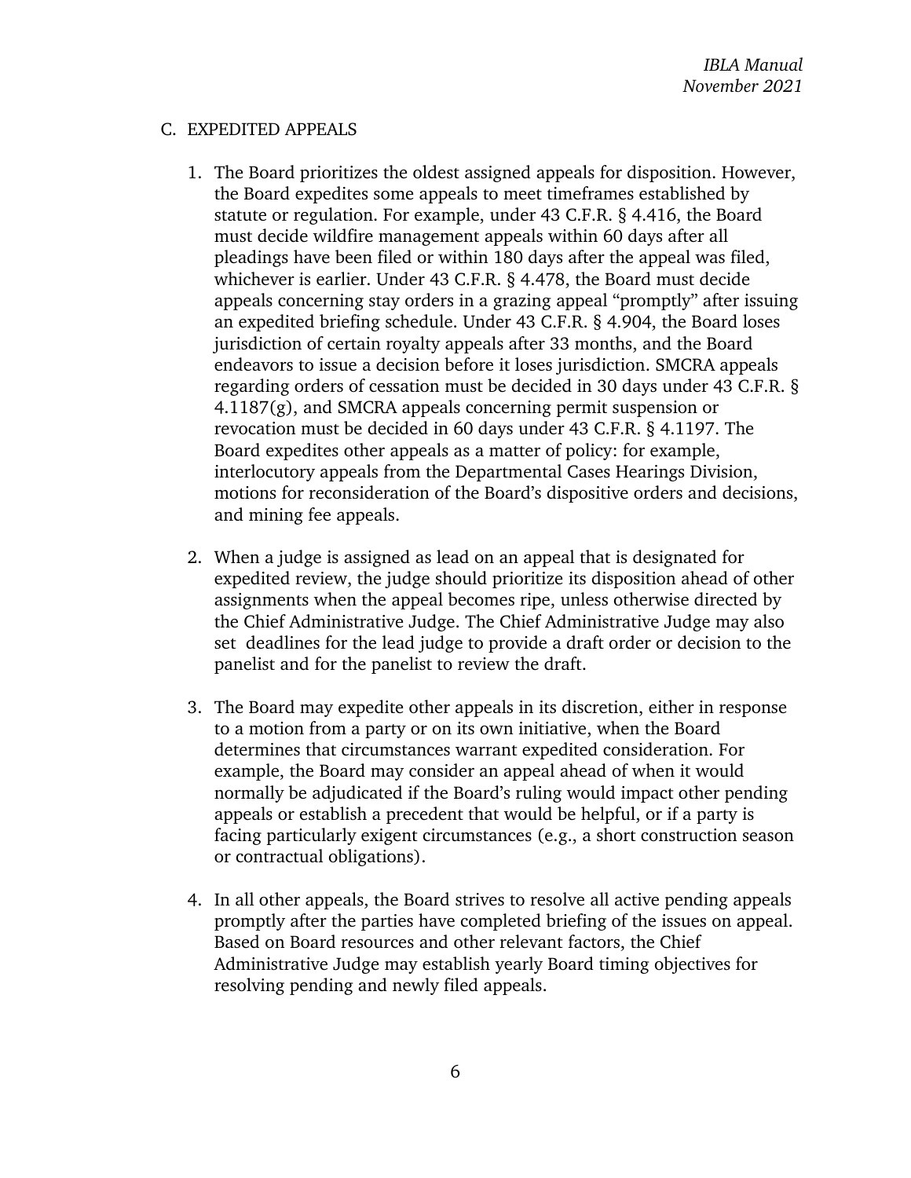C. EXPEDITED APPEALS

1. The Board prioritizes the oldest assigned appeals for disposition. However, the Board expedites some appeals to meet timeframes established by statute or regulation. For example, under 43 C.F.R. § 4.416, the Board must decide wildfire management appeals within 60 days after all pleadings have been filed or within 180 days after the appeal was filed, whichever is earlier. Under 43 C.F.R. § 4.478, the Board must decide appeals concerning stay orders in a grazing appeal "promptly" after issuing an expedited briefing schedule. Under 43 C.F.R. § 4.904, the Board loses jurisdiction of certain royalty appeals after 33 months, and the Board endeavors to issue a decision before it loses jurisdiction. SMCRA appeals regarding orders of cessation must be decided in 30 days under 43 C.F.R. § 4.1187(g), and SMCRA appeals concerning permit suspension or revocation must be decided in 60 days under 43 C.F.R. § 4.1197. The Board expedites other appeals as a matter of policy: for example, interlocutory appeals from the Departmental Cases Hearings Division, motions for reconsideration of the Board's dispositive orders and decisions, and mining fee appeals.

2. When a judge is assigned as lead on an appeal that is designated for expedited review, the judge should prioritize its disposition ahead of other assignments when the appeal becomes ripe, unless otherwise directed by the Chief Administrative Judge. The Chief Administrative Judge may also set deadlines for the lead judge to provide a draft order or decision to the panelist and for the panelist to review the draft.

3. The Board may expedite other appeals in its discretion, either in response to a motion from a party or on its own initiative, when the Board determines that circumstances warrant expedited consideration. For example, the Board may consider an appeal ahead of when it would normally be adjudicated if the Board's ruling would impact other pending appeals or establish a precedent that would be helpful, or if a party is facing particularly exigent circumstances (e.g., a short construction season or contractual obligations).

4. In all other appeals, the Board strives to resolve all active pending appeals promptly after the parties have completed briefing of the issues on appeal. Based on Board resources and other relevant factors, the Chief Administrative Judge may establish yearly Board timing objectives for resolving pending and newly filed appeals.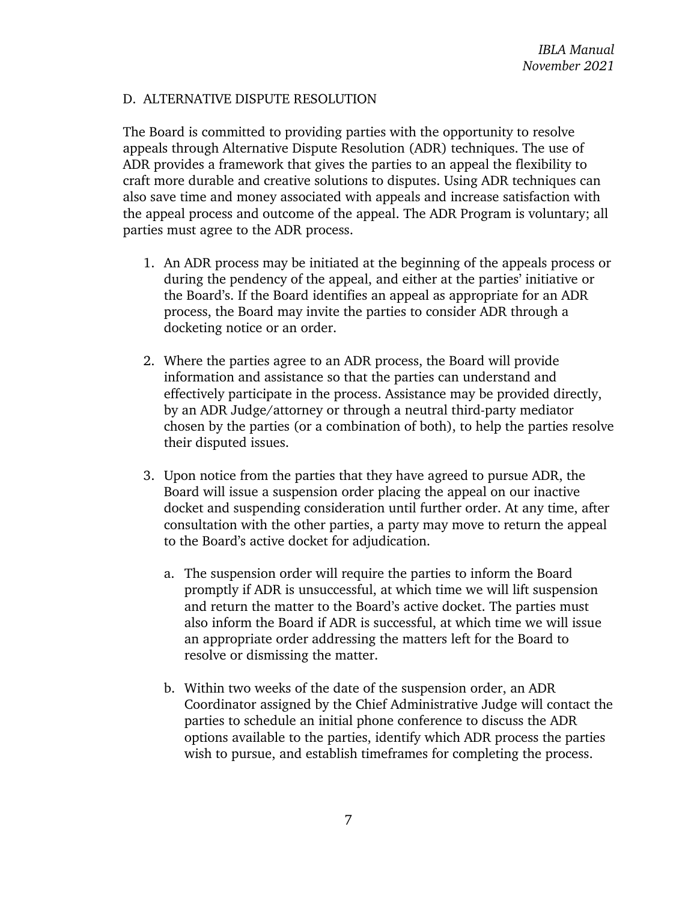## D. ALTERNATIVE DISPUTE RESOLUTION

The Board is committed to providing parties with the opportunity to resolve appeals through Alternative Dispute Resolution (ADR) techniques. The use of ADR provides a framework that gives the parties to an appeal the flexibility to craft more durable and creative solutions to disputes. Using ADR techniques can also save time and money associated with appeals and increase satisfaction with the appeal process and outcome of the appeal. The ADR Program is voluntary; all parties must agree to the ADR process.

1. An ADR process may be initiated at the beginning of the appeals process or during the pendency of the appeal, and either at the parties' initiative or the Board's. If the Board identifies an appeal as appropriate for an ADR process, the Board may invite the parties to consider ADR through a docketing notice or an order.

2. Where the parties agree to an ADR process, the Board will provide information and assistance so that the parties can understand and effectively participate in the process. Assistance may be provided directly, by an ADR Judge/attorney or through a neutral third-party mediator chosen by the parties (or a combination of both), to help the parties resolve their disputed issues.

3. Upon notice from the parties that they have agreed to pursue ADR, the Board will issue a suspension order placing the appeal on our inactive docket and suspending consideration until further order. At any time, after consultation with the other parties, a party may move to return the appeal to the Board's active docket for adjudication.

   a. The suspension order will require the parties to inform the Board promptly if ADR is unsuccessful, at which time we will lift suspension and return the matter to the Board's active docket. The parties must also inform the Board if ADR is successful, at which time we will issue an appropriate order addressing the matters left for the Board to resolve or dismissing the matter.

   b. Within two weeks of the date of the suspension order, an ADR Coordinator assigned by the Chief Administrative Judge will contact the parties to schedule an initial phone conference to discuss the ADR options available to the parties, identify which ADR process the parties wish to pursue, and establish timeframes for completing the process.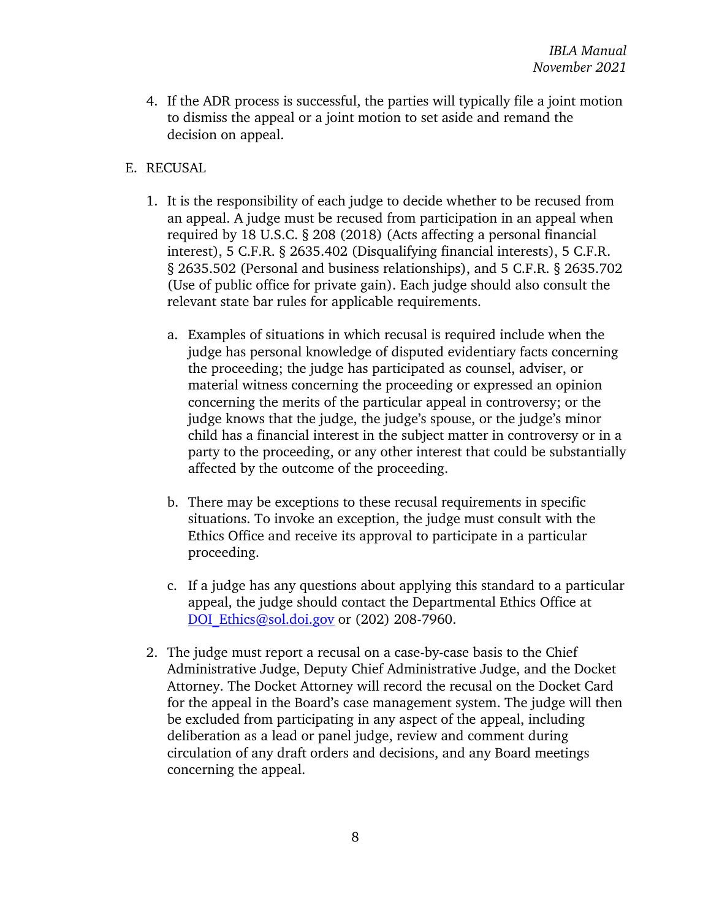4. If the ADR process is successful, the parties will typically file a joint motion to dismiss the appeal or a joint motion to set aside and remand the decision on appeal.

E. RECUSAL

1. It is the responsibility of each judge to decide whether to be recused from an appeal. A judge must be recused from participation in an appeal when required by 18 U.S.C. § 208 (2018) (Acts affecting a personal financial interest), 5 C.F.R. § 2635.402 (Disqualifying financial interests), 5 C.F.R. § 2635.502 (Personal and business relationships), and 5 C.F.R. § 2635.702 (Use of public office for private gain). Each judge should also consult the relevant state bar rules for applicable requirements.

   a. Examples of situations in which recusal is required include when the judge has personal knowledge of disputed evidentiary facts concerning the proceeding; the judge has participated as counsel, adviser, or material witness concerning the proceeding or expressed an opinion concerning the merits of the particular appeal in controversy; or the judge knows that the judge, the judge's spouse, or the judge's minor child has a financial interest in the subject matter in controversy or in a party to the proceeding, or any other interest that could be substantially affected by the outcome of the proceeding.

   b. There may be exceptions to these recusal requirements in specific situations. To invoke an exception, the judge must consult with the Ethics Office and receive its approval to participate in a particular proceeding.

   c. If a judge has any questions about applying this standard to a particular appeal, the judge should contact the Departmental Ethics Office at [DOI_Ethics@sol.doi.gov](mailto:DOI_Ethics@sol.doi.gov) or (202) 208-7960.

2. The judge must report a recusal on a case-by-case basis to the Chief Administrative Judge, Deputy Chief Administrative Judge, and the Docket Attorney. The Docket Attorney will record the recusal on the Docket Card for the appeal in the Board's case management system. The judge will then be excluded from participating in any aspect of the appeal, including deliberation as a lead or panel judge, review and comment during circulation of any draft orders and decisions, and any Board meetings concerning the appeal.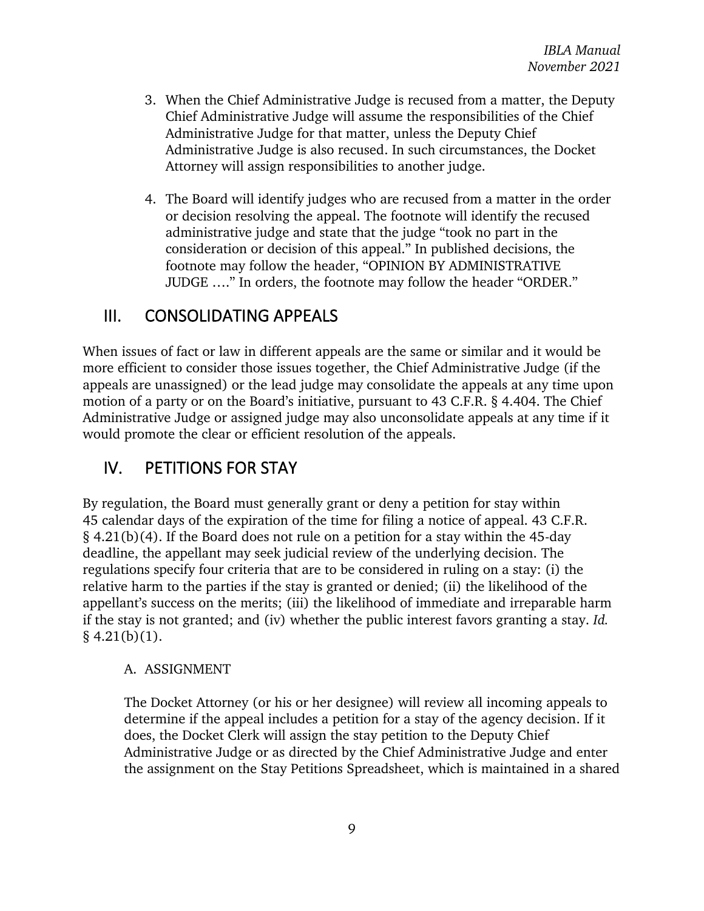3. When the Chief Administrative Judge is recused from a matter, the Deputy Chief Administrative Judge will assume the responsibilities of the Chief Administrative Judge for that matter, unless the Deputy Chief Administrative Judge is also recused. In such circumstances, the Docket Attorney will assign responsibilities to another judge.

4. The Board will identify judges who are recused from a matter in the order or decision resolving the appeal. The footnote will identify the recused administrative judge and state that the judge "took no part in the consideration or decision of this appeal." In published decisions, the footnote may follow the header, "OPINION BY ADMINISTRATIVE JUDGE …." In orders, the footnote may follow the header "ORDER."

## III. CONSOLIDATING APPEALS

When issues of fact or law in different appeals are the same or similar and it would be more efficient to consider those issues together, the Chief Administrative Judge (if the appeals are unassigned) or the lead judge may consolidate the appeals at any time upon motion of a party or on the Board's initiative, pursuant to 43 C.F.R. § 4.404. The Chief Administrative Judge or assigned judge may also unconsolidate appeals at any time if it would promote the clear or efficient resolution of the appeals.

## IV. PETITIONS FOR STAY

By regulation, the Board must generally grant or deny a petition for stay within 45 calendar days of the expiration of the time for filing a notice of appeal. 43 C.F.R. § 4.21(b)(4). If the Board does not rule on a petition for a stay within the 45-day deadline, the appellant may seek judicial review of the underlying decision. The regulations specify four criteria that are to be considered in ruling on a stay: (i) the relative harm to the parties if the stay is granted or denied; (ii) the likelihood of the appellant's success on the merits; (iii) the likelihood of immediate and irreparable harm if the stay is not granted; and (iv) whether the public interest favors granting a stay. *Id.* § 4.21(b)(1).

### A. ASSIGNMENT

The Docket Attorney (or his or her designee) will review all incoming appeals to determine if the appeal includes a petition for a stay of the agency decision. If it does, the Docket Clerk will assign the stay petition to the Deputy Chief Administrative Judge or as directed by the Chief Administrative Judge and enter the assignment on the Stay Petitions Spreadsheet, which is maintained in a shared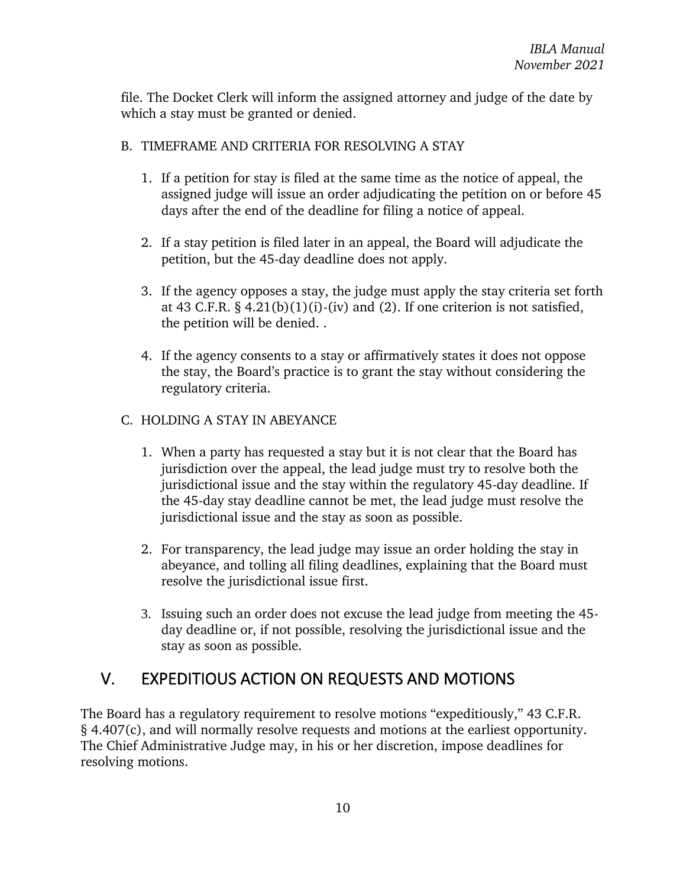file. The Docket Clerk will inform the assigned attorney and judge of the date by which a stay must be granted or denied.

B. TIMEFRAME AND CRITERIA FOR RESOLVING A STAY

1. If a petition for stay is filed at the same time as the notice of appeal, the assigned judge will issue an order adjudicating the petition on or before 45 days after the end of the deadline for filing a notice of appeal.

2. If a stay petition is filed later in an appeal, the Board will adjudicate the petition, but the 45-day deadline does not apply.

3. If the agency opposes a stay, the judge must apply the stay criteria set forth at 43 C.F.R. § 4.21(b)(1)(i)-(iv) and (2). If one criterion is not satisfied, the petition will be denied. .

4. If the agency consents to a stay or affirmatively states it does not oppose the stay, the Board's practice is to grant the stay without considering the regulatory criteria.

C. HOLDING A STAY IN ABEYANCE

1. When a party has requested a stay but it is not clear that the Board has jurisdiction over the appeal, the lead judge must try to resolve both the jurisdictional issue and the stay within the regulatory 45-day deadline. If the 45-day stay deadline cannot be met, the lead judge must resolve the jurisdictional issue and the stay as soon as possible.

2. For transparency, the lead judge may issue an order holding the stay in abeyance, and tolling all filing deadlines, explaining that the Board must resolve the jurisdictional issue first.

3. Issuing such an order does not excuse the lead judge from meeting the 45-day deadline or, if not possible, resolving the jurisdictional issue and the stay as soon as possible.

## V. EXPEDITIOUS ACTION ON REQUESTS AND MOTIONS

The Board has a regulatory requirement to resolve motions "expeditiously," 43 C.F.R. § 4.407(c), and will normally resolve requests and motions at the earliest opportunity. The Chief Administrative Judge may, in his or her discretion, impose deadlines for resolving motions.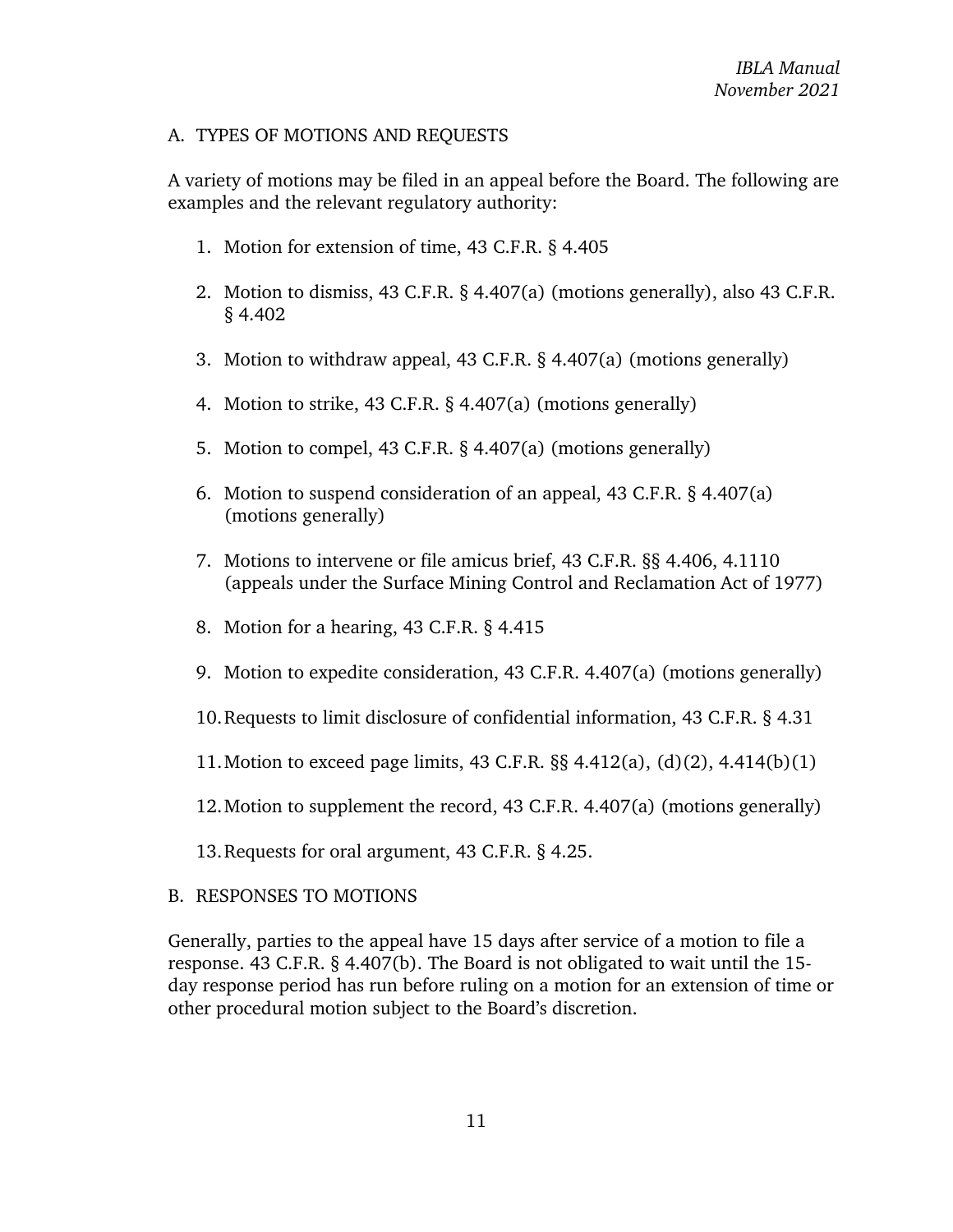## A. TYPES OF MOTIONS AND REQUESTS

A variety of motions may be filed in an appeal before the Board. The following are examples and the relevant regulatory authority:

1. Motion for extension of time, 43 C.F.R. § 4.405
2. Motion to dismiss, 43 C.F.R. § 4.407(a) (motions generally), also 43 C.F.R. § 4.402
3. Motion to withdraw appeal, 43 C.F.R. § 4.407(a) (motions generally)
4. Motion to strike, 43 C.F.R. § 4.407(a) (motions generally)
5. Motion to compel, 43 C.F.R. § 4.407(a) (motions generally)
6. Motion to suspend consideration of an appeal, 43 C.F.R. § 4.407(a) (motions generally)
7. Motions to intervene or file amicus brief, 43 C.F.R. §§ 4.406, 4.1110 (appeals under the Surface Mining Control and Reclamation Act of 1977)
8. Motion for a hearing, 43 C.F.R. § 4.415
9. Motion to expedite consideration, 43 C.F.R. 4.407(a) (motions generally)
10. Requests to limit disclosure of confidential information, 43 C.F.R. § 4.31
11. Motion to exceed page limits, 43 C.F.R. §§ 4.412(a), (d)(2), 4.414(b)(1)
12. Motion to supplement the record, 43 C.F.R. 4.407(a) (motions generally)
13. Requests for oral argument, 43 C.F.R. § 4.25.

## B. RESPONSES TO MOTIONS

Generally, parties to the appeal have 15 days after service of a motion to file a response. 43 C.F.R. § 4.407(b). The Board is not obligated to wait until the 15-day response period has run before ruling on a motion for an extension of time or other procedural motion subject to the Board's discretion.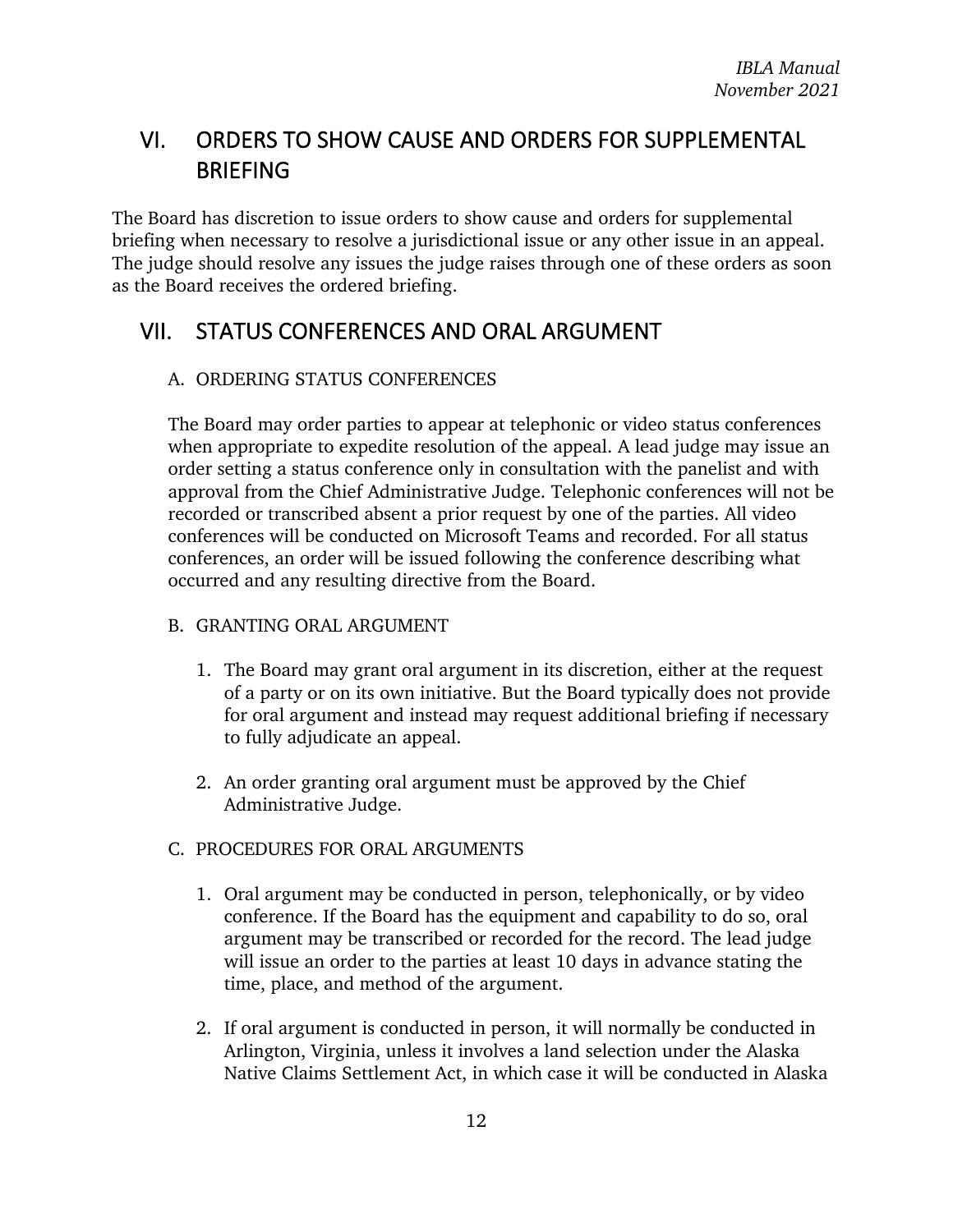## VI. ORDERS TO SHOW CAUSE AND ORDERS FOR SUPPLEMENTAL BRIEFING

The Board has discretion to issue orders to show cause and orders for supplemental briefing when necessary to resolve a jurisdictional issue or any other issue in an appeal. The judge should resolve any issues the judge raises through one of these orders as soon as the Board receives the ordered briefing.

## VII. STATUS CONFERENCES AND ORAL ARGUMENT

### A. ORDERING STATUS CONFERENCES

The Board may order parties to appear at telephonic or video status conferences when appropriate to expedite resolution of the appeal. A lead judge may issue an order setting a status conference only in consultation with the panelist and with approval from the Chief Administrative Judge. Telephonic conferences will not be recorded or transcribed absent a prior request by one of the parties. All video conferences will be conducted on Microsoft Teams and recorded. For all status conferences, an order will be issued following the conference describing what occurred and any resulting directive from the Board.

### B. GRANTING ORAL ARGUMENT

1. The Board may grant oral argument in its discretion, either at the request of a party or on its own initiative. But the Board typically does not provide for oral argument and instead may request additional briefing if necessary to fully adjudicate an appeal.

2. An order granting oral argument must be approved by the Chief Administrative Judge.

### C. PROCEDURES FOR ORAL ARGUMENTS

1. Oral argument may be conducted in person, telephonically, or by video conference. If the Board has the equipment and capability to do so, oral argument may be transcribed or recorded for the record. The lead judge will issue an order to the parties at least 10 days in advance stating the time, place, and method of the argument.

2. If oral argument is conducted in person, it will normally be conducted in Arlington, Virginia, unless it involves a land selection under the Alaska Native Claims Settlement Act, in which case it will be conducted in Alaska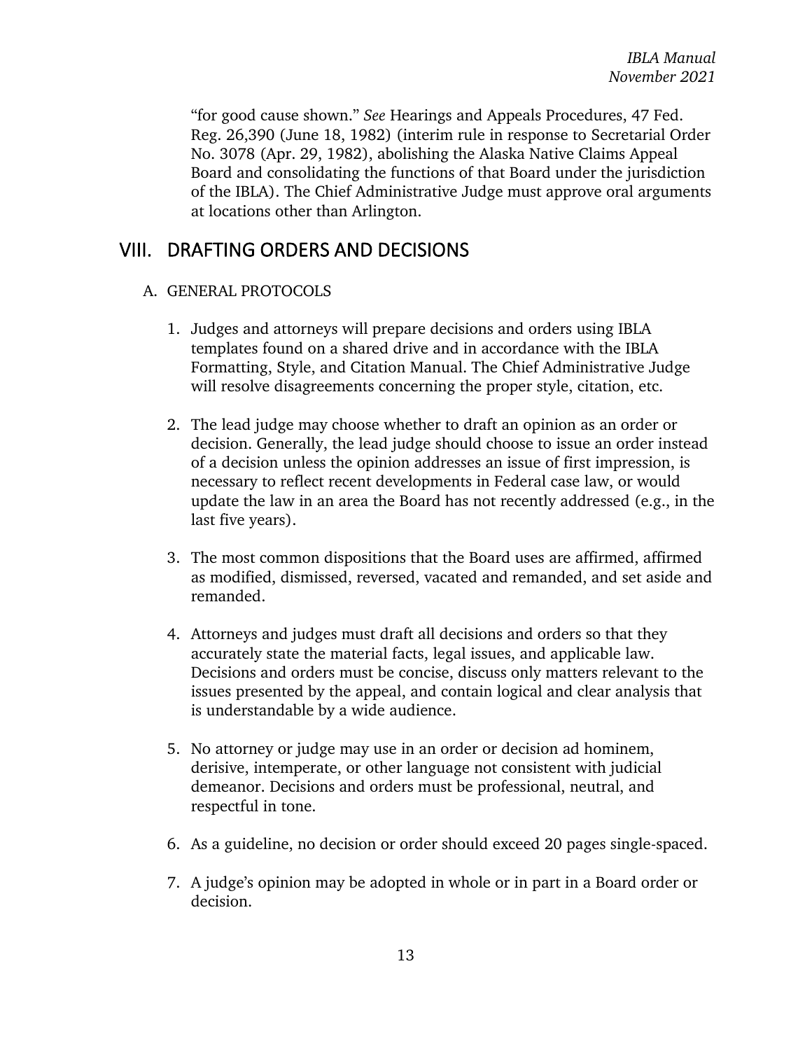"for good cause shown." *See* Hearings and Appeals Procedures, 47 Fed. Reg. 26,390 (June 18, 1982) (interim rule in response to Secretarial Order No. 3078 (Apr. 29, 1982), abolishing the Alaska Native Claims Appeal Board and consolidating the functions of that Board under the jurisdiction of the IBLA). The Chief Administrative Judge must approve oral arguments at locations other than Arlington.

## VIII. DRAFTING ORDERS AND DECISIONS

### A. GENERAL PROTOCOLS

1. Judges and attorneys will prepare decisions and orders using IBLA templates found on a shared drive and in accordance with the IBLA Formatting, Style, and Citation Manual. The Chief Administrative Judge will resolve disagreements concerning the proper style, citation, etc.

2. The lead judge may choose whether to draft an opinion as an order or decision. Generally, the lead judge should choose to issue an order instead of a decision unless the opinion addresses an issue of first impression, is necessary to reflect recent developments in Federal case law, or would update the law in an area the Board has not recently addressed (e.g., in the last five years).

3. The most common dispositions that the Board uses are affirmed, affirmed as modified, dismissed, reversed, vacated and remanded, and set aside and remanded.

4. Attorneys and judges must draft all decisions and orders so that they accurately state the material facts, legal issues, and applicable law. Decisions and orders must be concise, discuss only matters relevant to the issues presented by the appeal, and contain logical and clear analysis that is understandable by a wide audience.

5. No attorney or judge may use in an order or decision ad hominem, derisive, intemperate, or other language not consistent with judicial demeanor. Decisions and orders must be professional, neutral, and respectful in tone.

6. As a guideline, no decision or order should exceed 20 pages single-spaced.

7. A judge's opinion may be adopted in whole or in part in a Board order or decision.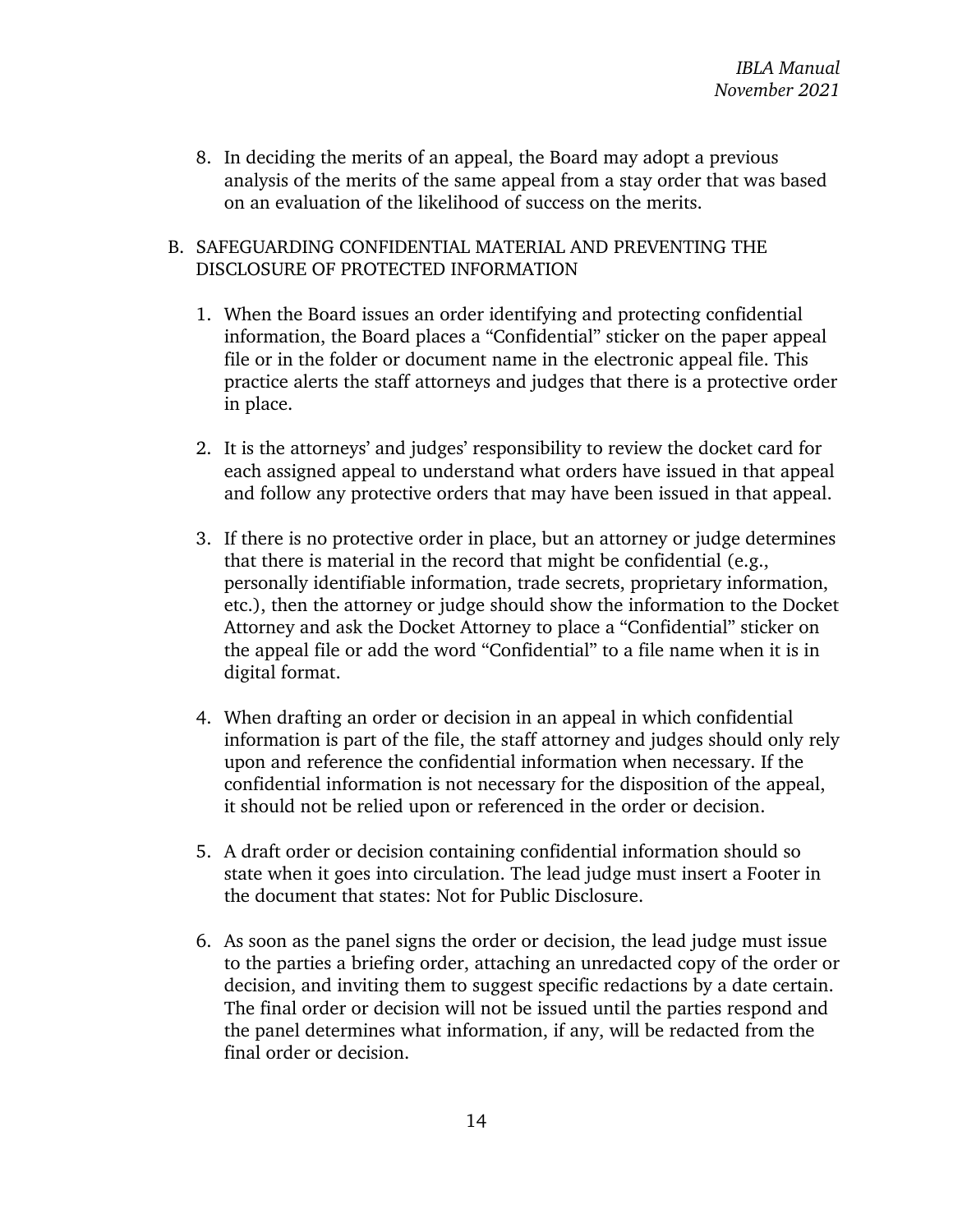8. In deciding the merits of an appeal, the Board may adopt a previous analysis of the merits of the same appeal from a stay order that was based on an evaluation of the likelihood of success on the merits.

B. SAFEGUARDING CONFIDENTIAL MATERIAL AND PREVENTING THE DISCLOSURE OF PROTECTED INFORMATION

1. When the Board issues an order identifying and protecting confidential information, the Board places a "Confidential" sticker on the paper appeal file or in the folder or document name in the electronic appeal file. This practice alerts the staff attorneys and judges that there is a protective order in place.

2. It is the attorneys' and judges' responsibility to review the docket card for each assigned appeal to understand what orders have issued in that appeal and follow any protective orders that may have been issued in that appeal.

3. If there is no protective order in place, but an attorney or judge determines that there is material in the record that might be confidential (e.g., personally identifiable information, trade secrets, proprietary information, etc.), then the attorney or judge should show the information to the Docket Attorney and ask the Docket Attorney to place a "Confidential" sticker on the appeal file or add the word "Confidential" to a file name when it is in digital format.

4. When drafting an order or decision in an appeal in which confidential information is part of the file, the staff attorney and judges should only rely upon and reference the confidential information when necessary. If the confidential information is not necessary for the disposition of the appeal, it should not be relied upon or referenced in the order or decision.

5. A draft order or decision containing confidential information should so state when it goes into circulation. The lead judge must insert a Footer in the document that states: Not for Public Disclosure.

6. As soon as the panel signs the order or decision, the lead judge must issue to the parties a briefing order, attaching an unredacted copy of the order or decision, and inviting them to suggest specific redactions by a date certain. The final order or decision will not be issued until the parties respond and the panel determines what information, if any, will be redacted from the final order or decision.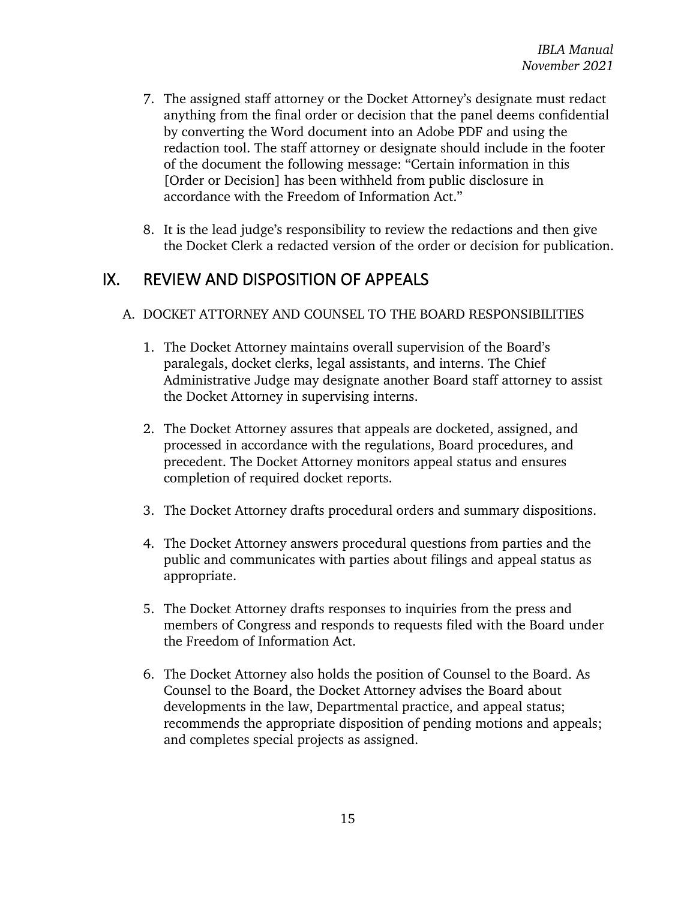7. The assigned staff attorney or the Docket Attorney's designate must redact anything from the final order or decision that the panel deems confidential by converting the Word document into an Adobe PDF and using the redaction tool. The staff attorney or designate should include in the footer of the document the following message: "Certain information in this [Order or Decision] has been withheld from public disclosure in accordance with the Freedom of Information Act."

8. It is the lead judge's responsibility to review the redactions and then give the Docket Clerk a redacted version of the order or decision for publication.

# IX. REVIEW AND DISPOSITION OF APPEALS

## A. DOCKET ATTORNEY AND COUNSEL TO THE BOARD RESPONSIBILITIES

1. The Docket Attorney maintains overall supervision of the Board's paralegals, docket clerks, legal assistants, and interns. The Chief Administrative Judge may designate another Board staff attorney to assist the Docket Attorney in supervising interns.

2. The Docket Attorney assures that appeals are docketed, assigned, and processed in accordance with the regulations, Board procedures, and precedent. The Docket Attorney monitors appeal status and ensures completion of required docket reports.

3. The Docket Attorney drafts procedural orders and summary dispositions.

4. The Docket Attorney answers procedural questions from parties and the public and communicates with parties about filings and appeal status as appropriate.

5. The Docket Attorney drafts responses to inquiries from the press and members of Congress and responds to requests filed with the Board under the Freedom of Information Act.

6. The Docket Attorney also holds the position of Counsel to the Board. As Counsel to the Board, the Docket Attorney advises the Board about developments in the law, Departmental practice, and appeal status; recommends the appropriate disposition of pending motions and appeals; and completes special projects as assigned.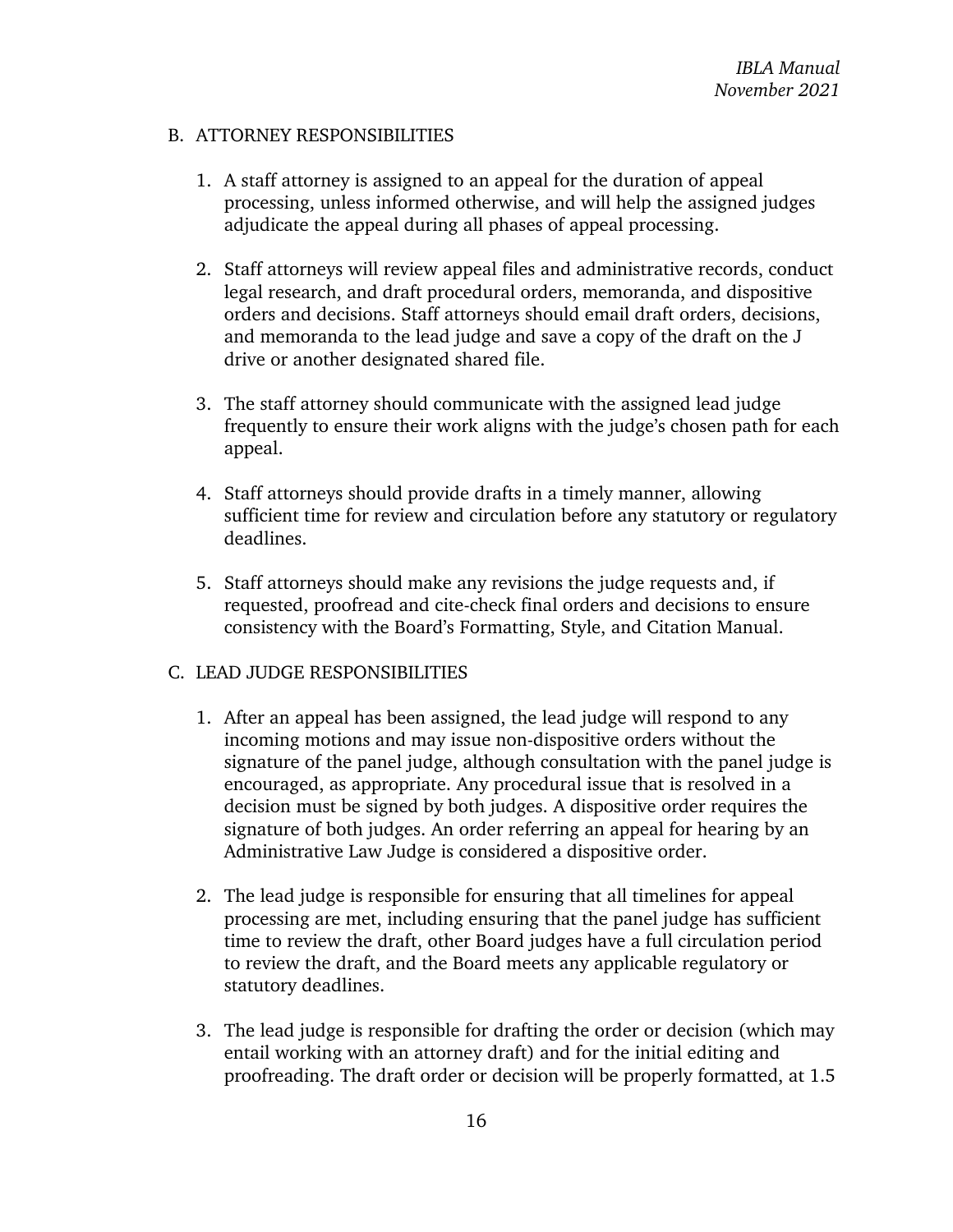## B. ATTORNEY RESPONSIBILITIES

1. A staff attorney is assigned to an appeal for the duration of appeal processing, unless informed otherwise, and will help the assigned judges adjudicate the appeal during all phases of appeal processing.

2. Staff attorneys will review appeal files and administrative records, conduct legal research, and draft procedural orders, memoranda, and dispositive orders and decisions. Staff attorneys should email draft orders, decisions, and memoranda to the lead judge and save a copy of the draft on the J drive or another designated shared file.

3. The staff attorney should communicate with the assigned lead judge frequently to ensure their work aligns with the judge's chosen path for each appeal.

4. Staff attorneys should provide drafts in a timely manner, allowing sufficient time for review and circulation before any statutory or regulatory deadlines.

5. Staff attorneys should make any revisions the judge requests and, if requested, proofread and cite-check final orders and decisions to ensure consistency with the Board's Formatting, Style, and Citation Manual.

## C. LEAD JUDGE RESPONSIBILITIES

1. After an appeal has been assigned, the lead judge will respond to any incoming motions and may issue non-dispositive orders without the signature of the panel judge, although consultation with the panel judge is encouraged, as appropriate. Any procedural issue that is resolved in a decision must be signed by both judges. A dispositive order requires the signature of both judges. An order referring an appeal for hearing by an Administrative Law Judge is considered a dispositive order.

2. The lead judge is responsible for ensuring that all timelines for appeal processing are met, including ensuring that the panel judge has sufficient time to review the draft, other Board judges have a full circulation period to review the draft, and the Board meets any applicable regulatory or statutory deadlines.

3. The lead judge is responsible for drafting the order or decision (which may entail working with an attorney draft) and for the initial editing and proofreading. The draft order or decision will be properly formatted, at 1.5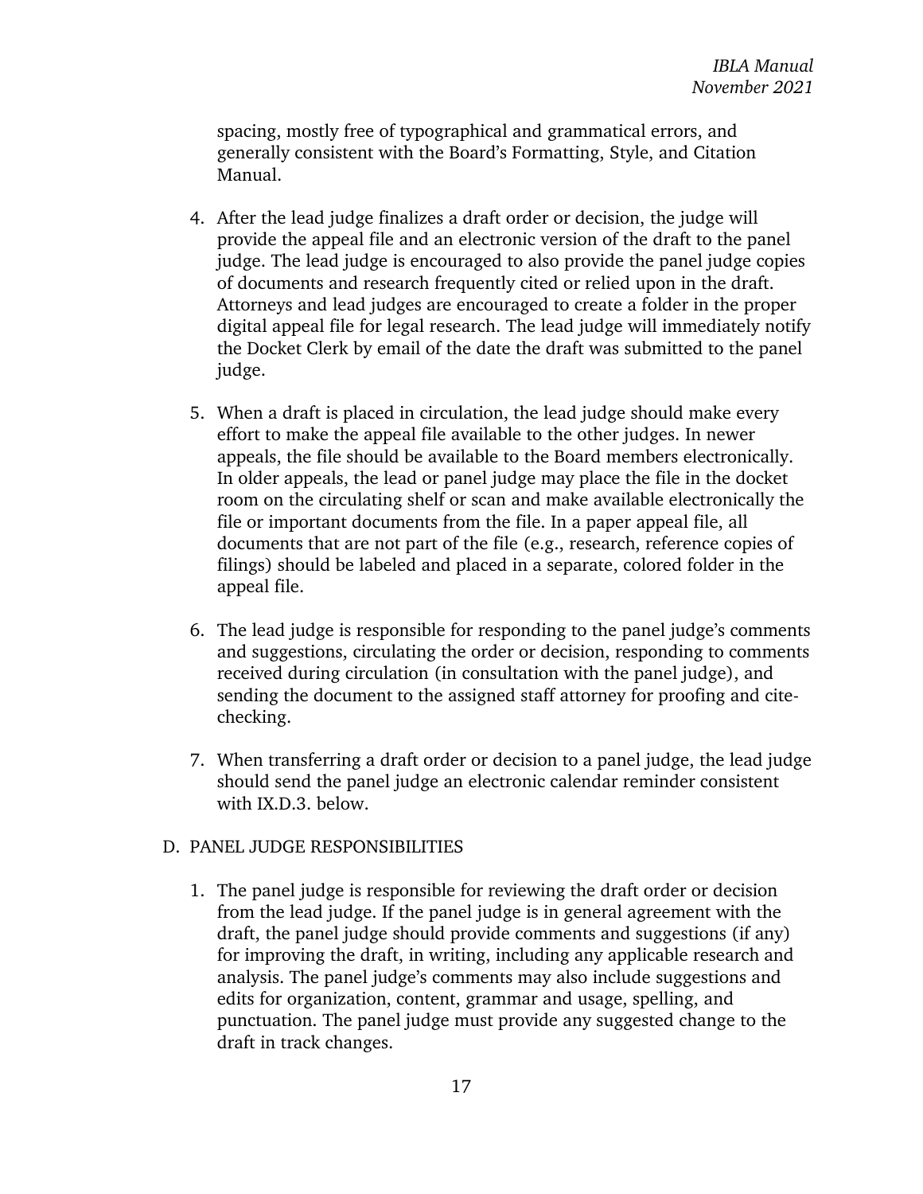spacing, mostly free of typographical and grammatical errors, and generally consistent with the Board's Formatting, Style, and Citation Manual.

4. After the lead judge finalizes a draft order or decision, the judge will provide the appeal file and an electronic version of the draft to the panel judge. The lead judge is encouraged to also provide the panel judge copies of documents and research frequently cited or relied upon in the draft. Attorneys and lead judges are encouraged to create a folder in the proper digital appeal file for legal research. The lead judge will immediately notify the Docket Clerk by email of the date the draft was submitted to the panel judge.

5. When a draft is placed in circulation, the lead judge should make every effort to make the appeal file available to the other judges. In newer appeals, the file should be available to the Board members electronically. In older appeals, the lead or panel judge may place the file in the docket room on the circulating shelf or scan and make available electronically the file or important documents from the file. In a paper appeal file, all documents that are not part of the file (e.g., research, reference copies of filings) should be labeled and placed in a separate, colored folder in the appeal file.

6. The lead judge is responsible for responding to the panel judge's comments and suggestions, circulating the order or decision, responding to comments received during circulation (in consultation with the panel judge), and sending the document to the assigned staff attorney for proofing and cite-checking.

7. When transferring a draft order or decision to a panel judge, the lead judge should send the panel judge an electronic calendar reminder consistent with IX.D.3. below.

## D. PANEL JUDGE RESPONSIBILITIES

1. The panel judge is responsible for reviewing the draft order or decision from the lead judge. If the panel judge is in general agreement with the draft, the panel judge should provide comments and suggestions (if any) for improving the draft, in writing, including any applicable research and analysis. The panel judge's comments may also include suggestions and edits for organization, content, grammar and usage, spelling, and punctuation. The panel judge must provide any suggested change to the draft in track changes.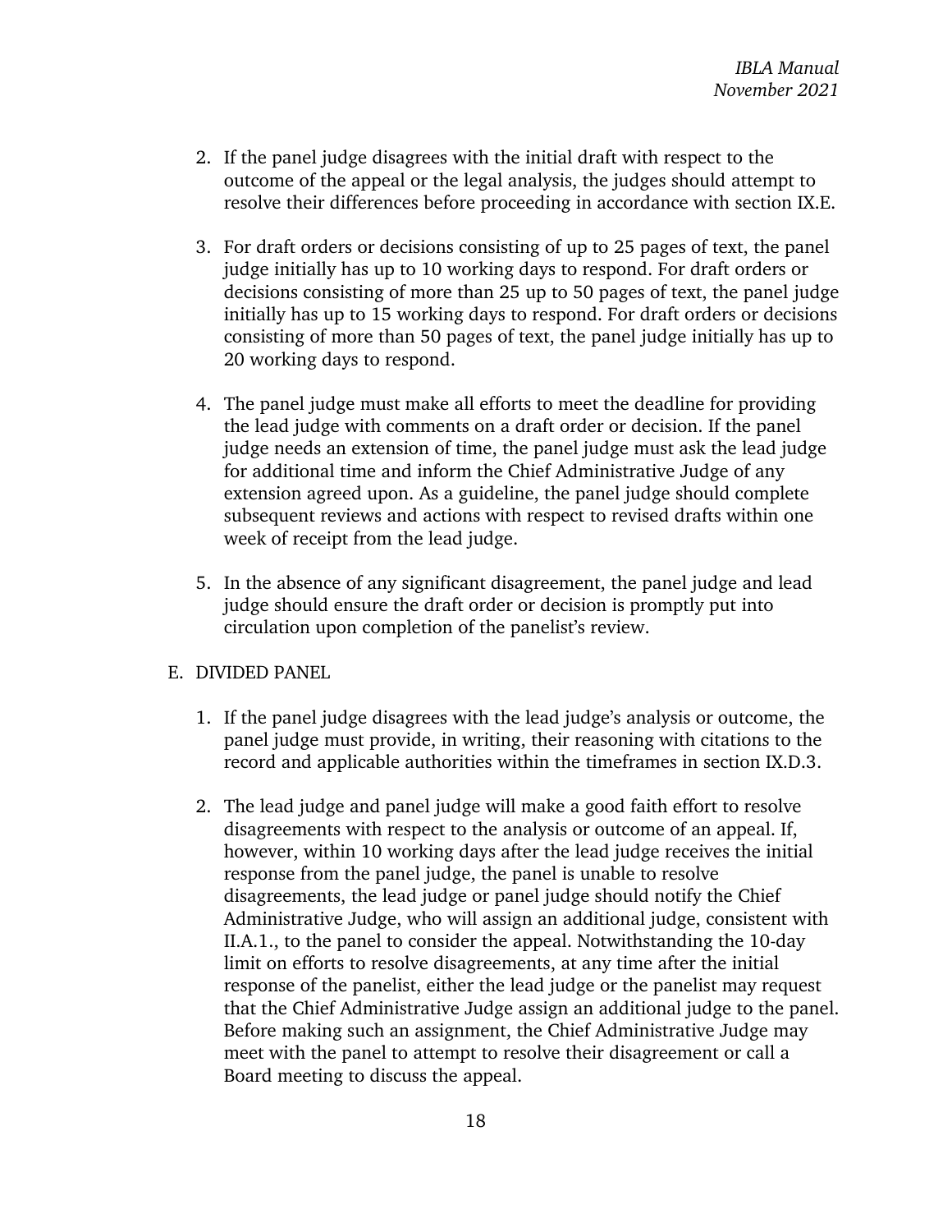2. If the panel judge disagrees with the initial draft with respect to the outcome of the appeal or the legal analysis, the judges should attempt to resolve their differences before proceeding in accordance with section IX.E.

3. For draft orders or decisions consisting of up to 25 pages of text, the panel judge initially has up to 10 working days to respond. For draft orders or decisions consisting of more than 25 up to 50 pages of text, the panel judge initially has up to 15 working days to respond. For draft orders or decisions consisting of more than 50 pages of text, the panel judge initially has up to 20 working days to respond.

4. The panel judge must make all efforts to meet the deadline for providing the lead judge with comments on a draft order or decision. If the panel judge needs an extension of time, the panel judge must ask the lead judge for additional time and inform the Chief Administrative Judge of any extension agreed upon. As a guideline, the panel judge should complete subsequent reviews and actions with respect to revised drafts within one week of receipt from the lead judge.

5. In the absence of any significant disagreement, the panel judge and lead judge should ensure the draft order or decision is promptly put into circulation upon completion of the panelist's review.

E. DIVIDED PANEL

1. If the panel judge disagrees with the lead judge's analysis or outcome, the panel judge must provide, in writing, their reasoning with citations to the record and applicable authorities within the timeframes in section IX.D.3.

2. The lead judge and panel judge will make a good faith effort to resolve disagreements with respect to the analysis or outcome of an appeal. If, however, within 10 working days after the lead judge receives the initial response from the panel judge, the panel is unable to resolve disagreements, the lead judge or panel judge should notify the Chief Administrative Judge, who will assign an additional judge, consistent with II.A.1., to the panel to consider the appeal. Notwithstanding the 10-day limit on efforts to resolve disagreements, at any time after the initial response of the panelist, either the lead judge or the panelist may request that the Chief Administrative Judge assign an additional judge to the panel. Before making such an assignment, the Chief Administrative Judge may meet with the panel to attempt to resolve their disagreement or call a Board meeting to discuss the appeal.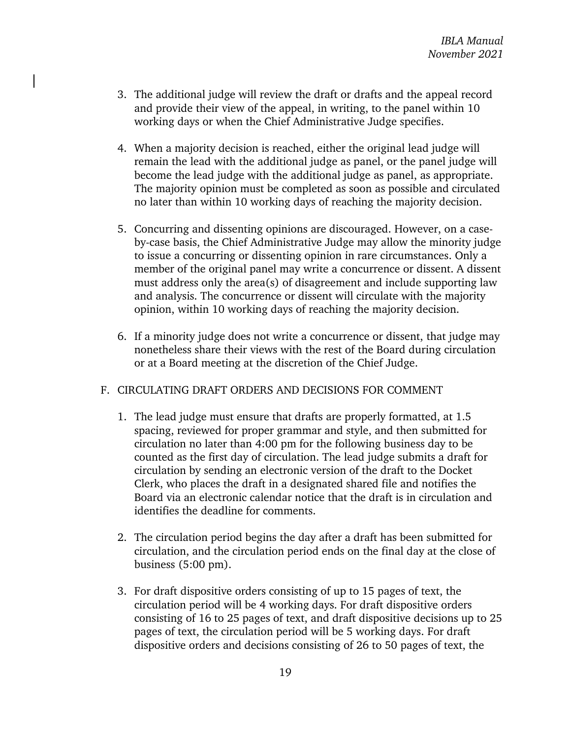3. The additional judge will review the draft or drafts and the appeal record and provide their view of the appeal, in writing, to the panel within 10 working days or when the Chief Administrative Judge specifies.

4. When a majority decision is reached, either the original lead judge will remain the lead with the additional judge as panel, or the panel judge will become the lead judge with the additional judge as panel, as appropriate. The majority opinion must be completed as soon as possible and circulated no later than within 10 working days of reaching the majority decision.

5. Concurring and dissenting opinions are discouraged. However, on a case-by-case basis, the Chief Administrative Judge may allow the minority judge to issue a concurring or dissenting opinion in rare circumstances. Only a member of the original panel may write a concurrence or dissent. A dissent must address only the area(s) of disagreement and include supporting law and analysis. The concurrence or dissent will circulate with the majority opinion, within 10 working days of reaching the majority decision.

6. If a minority judge does not write a concurrence or dissent, that judge may nonetheless share their views with the rest of the Board during circulation or at a Board meeting at the discretion of the Chief Judge.

## F. CIRCULATING DRAFT ORDERS AND DECISIONS FOR COMMENT

1. The lead judge must ensure that drafts are properly formatted, at 1.5 spacing, reviewed for proper grammar and style, and then submitted for circulation no later than 4:00 pm for the following business day to be counted as the first day of circulation. The lead judge submits a draft for circulation by sending an electronic version of the draft to the Docket Clerk, who places the draft in a designated shared file and notifies the Board via an electronic calendar notice that the draft is in circulation and identifies the deadline for comments.

2. The circulation period begins the day after a draft has been submitted for circulation, and the circulation period ends on the final day at the close of business (5:00 pm).

3. For draft dispositive orders consisting of up to 15 pages of text, the circulation period will be 4 working days. For draft dispositive orders consisting of 16 to 25 pages of text, and draft dispositive decisions up to 25 pages of text, the circulation period will be 5 working days. For draft dispositive orders and decisions consisting of 26 to 50 pages of text, the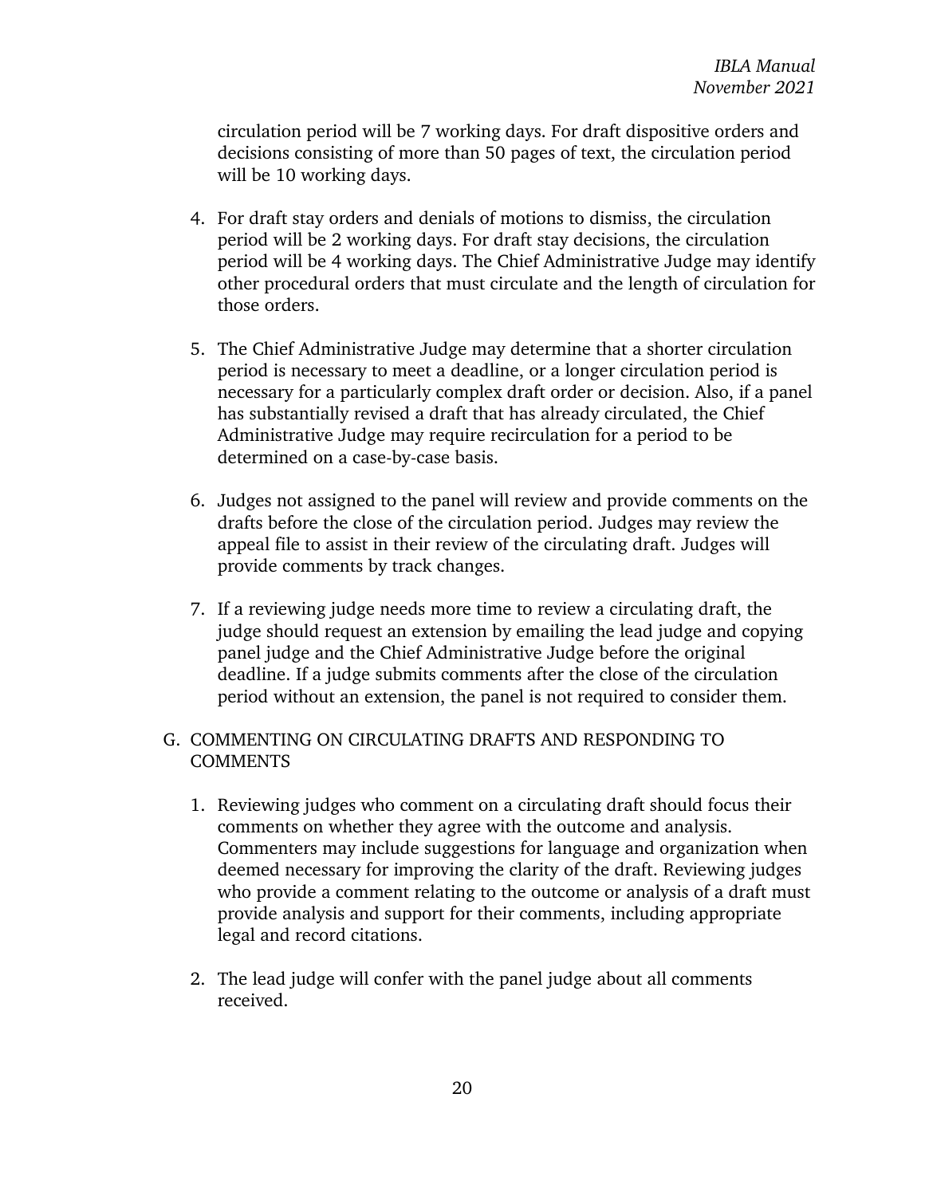circulation period will be 7 working days. For draft dispositive orders and decisions consisting of more than 50 pages of text, the circulation period will be 10 working days.

4. For draft stay orders and denials of motions to dismiss, the circulation period will be 2 working days. For draft stay decisions, the circulation period will be 4 working days. The Chief Administrative Judge may identify other procedural orders that must circulate and the length of circulation for those orders.

5. The Chief Administrative Judge may determine that a shorter circulation period is necessary to meet a deadline, or a longer circulation period is necessary for a particularly complex draft order or decision. Also, if a panel has substantially revised a draft that has already circulated, the Chief Administrative Judge may require recirculation for a period to be determined on a case-by-case basis.

6. Judges not assigned to the panel will review and provide comments on the drafts before the close of the circulation period. Judges may review the appeal file to assist in their review of the circulating draft. Judges will provide comments by track changes.

7. If a reviewing judge needs more time to review a circulating draft, the judge should request an extension by emailing the lead judge and copying panel judge and the Chief Administrative Judge before the original deadline. If a judge submits comments after the close of the circulation period without an extension, the panel is not required to consider them.

## G. COMMENTING ON CIRCULATING DRAFTS AND RESPONDING TO COMMENTS

1. Reviewing judges who comment on a circulating draft should focus their comments on whether they agree with the outcome and analysis. Commenters may include suggestions for language and organization when deemed necessary for improving the clarity of the draft. Reviewing judges who provide a comment relating to the outcome or analysis of a draft must provide analysis and support for their comments, including appropriate legal and record citations.

2. The lead judge will confer with the panel judge about all comments received.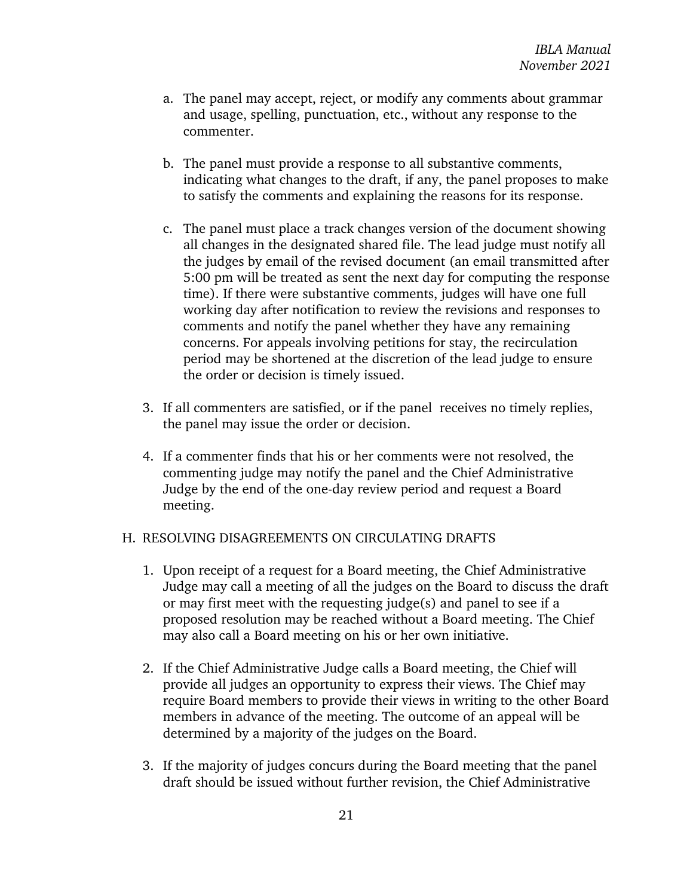a. The panel may accept, reject, or modify any comments about grammar and usage, spelling, punctuation, etc., without any response to the commenter.

b. The panel must provide a response to all substantive comments, indicating what changes to the draft, if any, the panel proposes to make to satisfy the comments and explaining the reasons for its response.

c. The panel must place a track changes version of the document showing all changes in the designated shared file. The lead judge must notify all the judges by email of the revised document (an email transmitted after 5:00 pm will be treated as sent the next day for computing the response time). If there were substantive comments, judges will have one full working day after notification to review the revisions and responses to comments and notify the panel whether they have any remaining concerns. For appeals involving petitions for stay, the recirculation period may be shortened at the discretion of the lead judge to ensure the order or decision is timely issued.

3. If all commenters are satisfied, or if the panel receives no timely replies, the panel may issue the order or decision.

4. If a commenter finds that his or her comments were not resolved, the commenting judge may notify the panel and the Chief Administrative Judge by the end of the one-day review period and request a Board meeting.

## H. RESOLVING DISAGREEMENTS ON CIRCULATING DRAFTS

1. Upon receipt of a request for a Board meeting, the Chief Administrative Judge may call a meeting of all the judges on the Board to discuss the draft or may first meet with the requesting judge(s) and panel to see if a proposed resolution may be reached without a Board meeting. The Chief may also call a Board meeting on his or her own initiative.

2. If the Chief Administrative Judge calls a Board meeting, the Chief will provide all judges an opportunity to express their views. The Chief may require Board members to provide their views in writing to the other Board members in advance of the meeting. The outcome of an appeal will be determined by a majority of the judges on the Board.

3. If the majority of judges concurs during the Board meeting that the panel draft should be issued without further revision, the Chief Administrative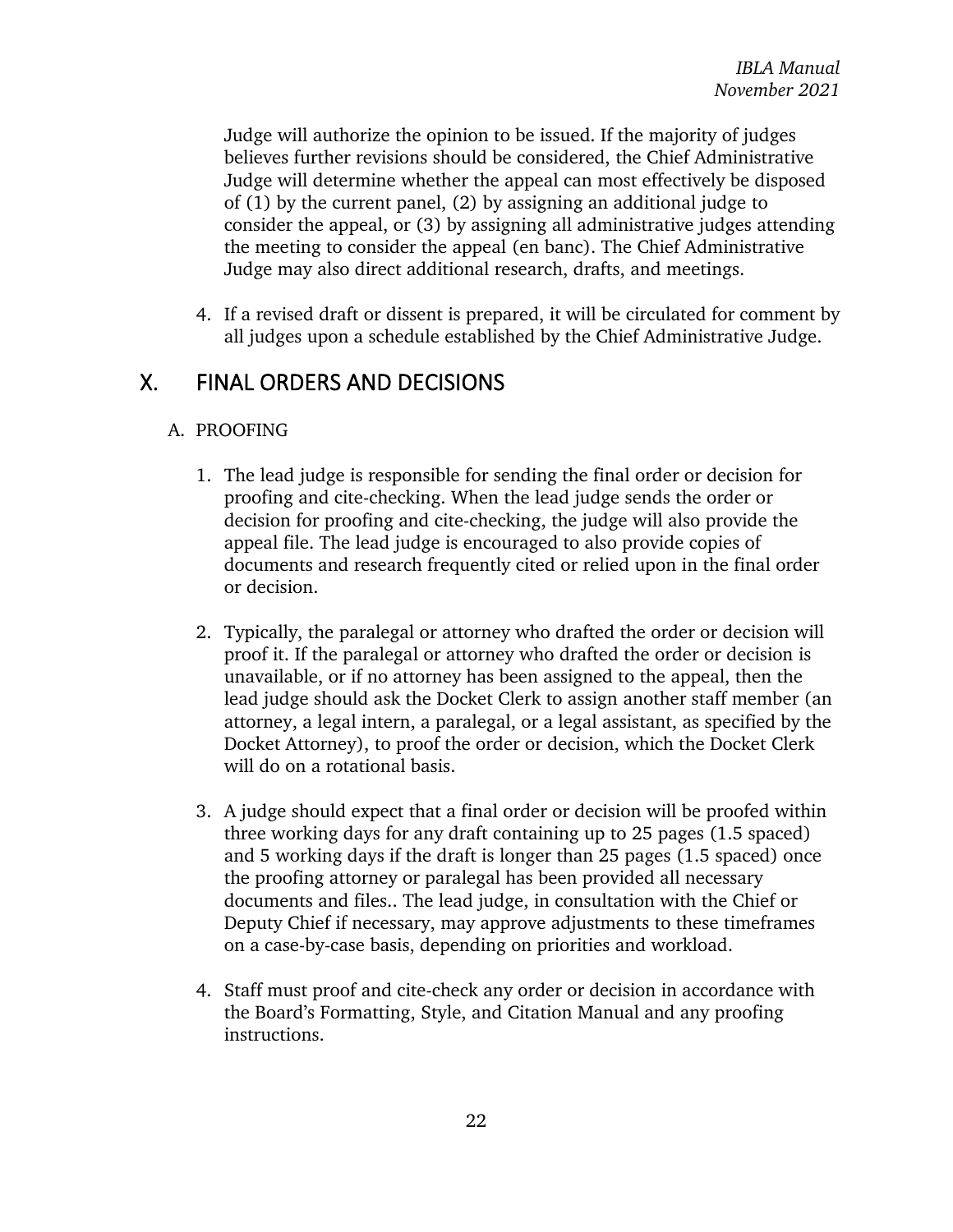Judge will authorize the opinion to be issued. If the majority of judges believes further revisions should be considered, the Chief Administrative Judge will determine whether the appeal can most effectively be disposed of (1) by the current panel, (2) by assigning an additional judge to consider the appeal, or (3) by assigning all administrative judges attending the meeting to consider the appeal (en banc). The Chief Administrative Judge may also direct additional research, drafts, and meetings.

4. If a revised draft or dissent is prepared, it will be circulated for comment by all judges upon a schedule established by the Chief Administrative Judge.

# X. FINAL ORDERS AND DECISIONS

## A. PROOFING

1. The lead judge is responsible for sending the final order or decision for proofing and cite-checking. When the lead judge sends the order or decision for proofing and cite-checking, the judge will also provide the appeal file. The lead judge is encouraged to also provide copies of documents and research frequently cited or relied upon in the final order or decision.

2. Typically, the paralegal or attorney who drafted the order or decision will proof it. If the paralegal or attorney who drafted the order or decision is unavailable, or if no attorney has been assigned to the appeal, then the lead judge should ask the Docket Clerk to assign another staff member (an attorney, a legal intern, a paralegal, or a legal assistant, as specified by the Docket Attorney), to proof the order or decision, which the Docket Clerk will do on a rotational basis.

3. A judge should expect that a final order or decision will be proofed within three working days for any draft containing up to 25 pages (1.5 spaced) and 5 working days if the draft is longer than 25 pages (1.5 spaced) once the proofing attorney or paralegal has been provided all necessary documents and files.. The lead judge, in consultation with the Chief or Deputy Chief if necessary, may approve adjustments to these timeframes on a case-by-case basis, depending on priorities and workload.

4. Staff must proof and cite-check any order or decision in accordance with the Board's Formatting, Style, and Citation Manual and any proofing instructions.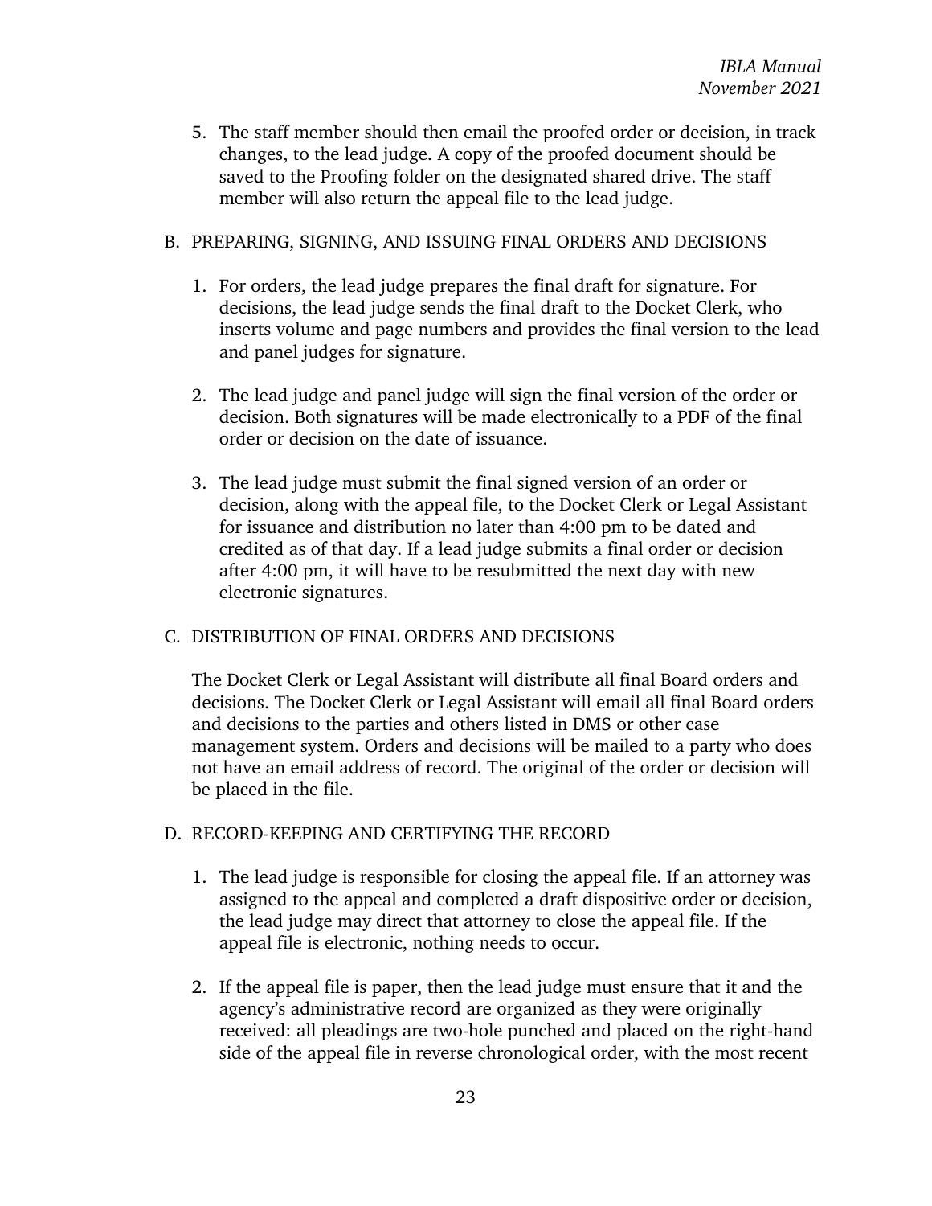5. The staff member should then email the proofed order or decision, in track changes, to the lead judge. A copy of the proofed document should be saved to the Proofing folder on the designated shared drive. The staff member will also return the appeal file to the lead judge.

B. PREPARING, SIGNING, AND ISSUING FINAL ORDERS AND DECISIONS

1. For orders, the lead judge prepares the final draft for signature. For decisions, the lead judge sends the final draft to the Docket Clerk, who inserts volume and page numbers and provides the final version to the lead and panel judges for signature.

2. The lead judge and panel judge will sign the final version of the order or decision. Both signatures will be made electronically to a PDF of the final order or decision on the date of issuance.

3. The lead judge must submit the final signed version of an order or decision, along with the appeal file, to the Docket Clerk or Legal Assistant for issuance and distribution no later than 4:00 pm to be dated and credited as of that day. If a lead judge submits a final order or decision after 4:00 pm, it will have to be resubmitted the next day with new electronic signatures.

C. DISTRIBUTION OF FINAL ORDERS AND DECISIONS

The Docket Clerk or Legal Assistant will distribute all final Board orders and decisions. The Docket Clerk or Legal Assistant will email all final Board orders and decisions to the parties and others listed in DMS or other case management system. Orders and decisions will be mailed to a party who does not have an email address of record. The original of the order or decision will be placed in the file.

D. RECORD-KEEPING AND CERTIFYING THE RECORD

1. The lead judge is responsible for closing the appeal file. If an attorney was assigned to the appeal and completed a draft dispositive order or decision, the lead judge may direct that attorney to close the appeal file. If the appeal file is electronic, nothing needs to occur.

2. If the appeal file is paper, then the lead judge must ensure that it and the agency's administrative record are organized as they were originally received: all pleadings are two-hole punched and placed on the right-hand side of the appeal file in reverse chronological order, with the most recent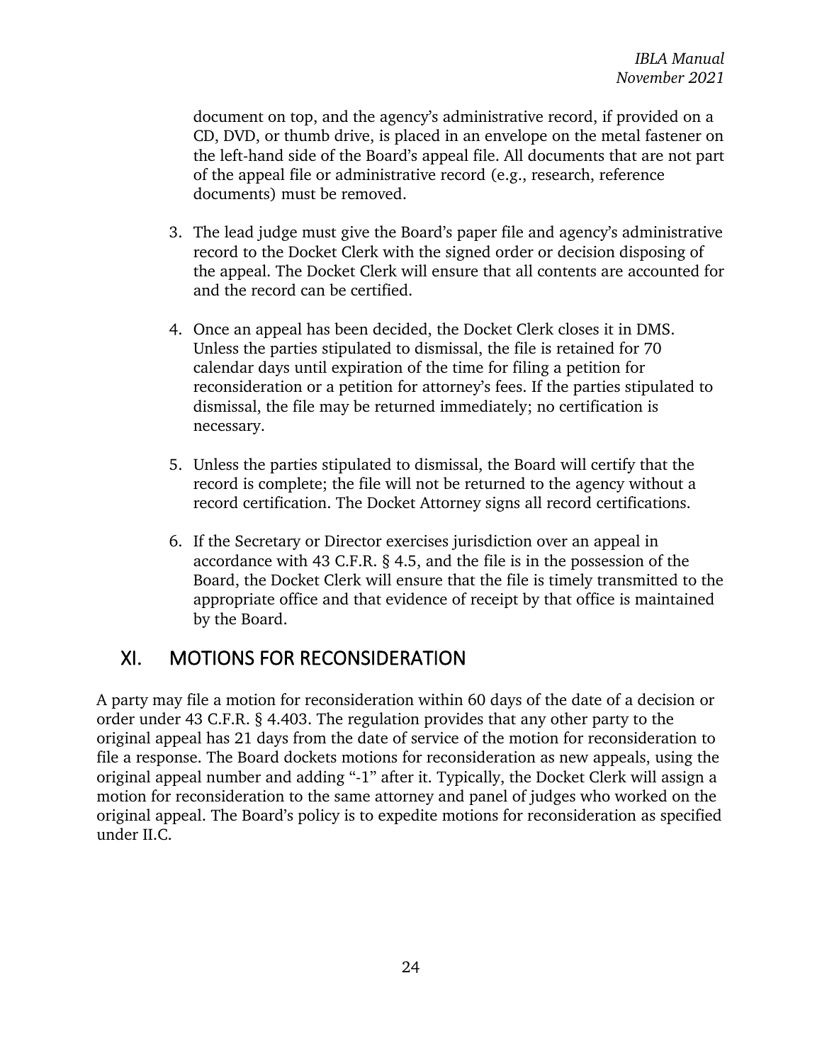document on top, and the agency's administrative record, if provided on a CD, DVD, or thumb drive, is placed in an envelope on the metal fastener on the left-hand side of the Board's appeal file. All documents that are not part of the appeal file or administrative record (e.g., research, reference documents) must be removed.

3. The lead judge must give the Board's paper file and agency's administrative record to the Docket Clerk with the signed order or decision disposing of the appeal. The Docket Clerk will ensure that all contents are accounted for and the record can be certified.

4. Once an appeal has been decided, the Docket Clerk closes it in DMS. Unless the parties stipulated to dismissal, the file is retained for 70 calendar days until expiration of the time for filing a petition for reconsideration or a petition for attorney's fees. If the parties stipulated to dismissal, the file may be returned immediately; no certification is necessary.

5. Unless the parties stipulated to dismissal, the Board will certify that the record is complete; the file will not be returned to the agency without a record certification. The Docket Attorney signs all record certifications.

6. If the Secretary or Director exercises jurisdiction over an appeal in accordance with 43 C.F.R. § 4.5, and the file is in the possession of the Board, the Docket Clerk will ensure that the file is timely transmitted to the appropriate office and that evidence of receipt by that office is maintained by the Board.

## XI. MOTIONS FOR RECONSIDERATION

A party may file a motion for reconsideration within 60 days of the date of a decision or order under 43 C.F.R. § 4.403. The regulation provides that any other party to the original appeal has 21 days from the date of service of the motion for reconsideration to file a response. The Board dockets motions for reconsideration as new appeals, using the original appeal number and adding "-1" after it. Typically, the Docket Clerk will assign a motion for reconsideration to the same attorney and panel of judges who worked on the original appeal. The Board's policy is to expedite motions for reconsideration as specified under II.C.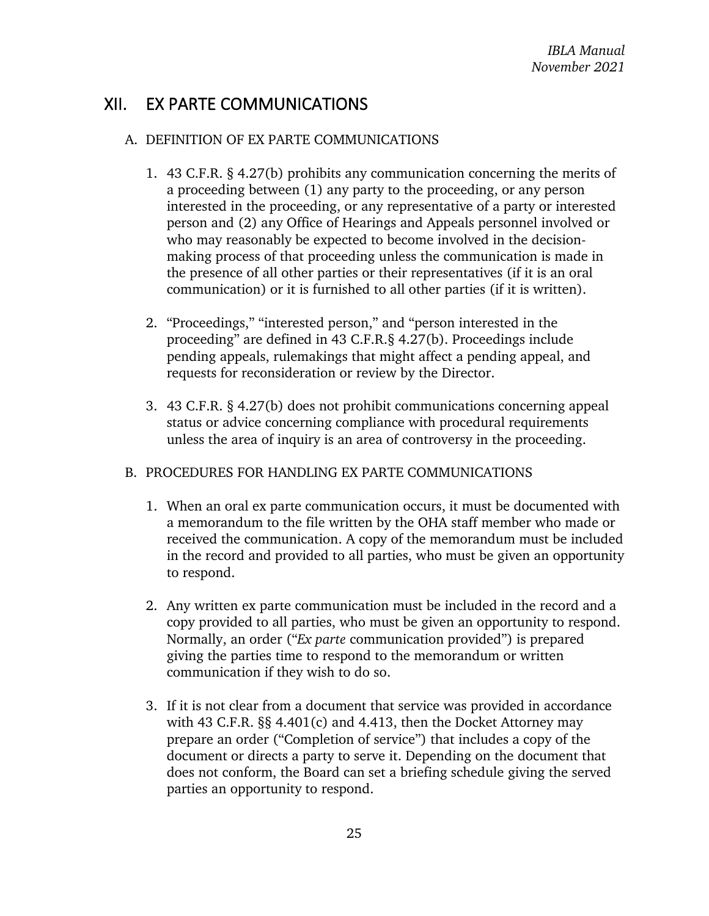## XII. EX PARTE COMMUNICATIONS

### A. DEFINITION OF EX PARTE COMMUNICATIONS

1. 43 C.F.R. § 4.27(b) prohibits any communication concerning the merits of a proceeding between (1) any party to the proceeding, or any person interested in the proceeding, or any representative of a party or interested person and (2) any Office of Hearings and Appeals personnel involved or who may reasonably be expected to become involved in the decision-making process of that proceeding unless the communication is made in the presence of all other parties or their representatives (if it is an oral communication) or it is furnished to all other parties (if it is written).

2. "Proceedings," "interested person," and "person interested in the proceeding" are defined in 43 C.F.R.§ 4.27(b). Proceedings include pending appeals, rulemakings that might affect a pending appeal, and requests for reconsideration or review by the Director.

3. 43 C.F.R. § 4.27(b) does not prohibit communications concerning appeal status or advice concerning compliance with procedural requirements unless the area of inquiry is an area of controversy in the proceeding.

### B. PROCEDURES FOR HANDLING EX PARTE COMMUNICATIONS

1. When an oral ex parte communication occurs, it must be documented with a memorandum to the file written by the OHA staff member who made or received the communication. A copy of the memorandum must be included in the record and provided to all parties, who must be given an opportunity to respond.

2. Any written ex parte communication must be included in the record and a copy provided to all parties, who must be given an opportunity to respond. Normally, an order ("*Ex parte* communication provided") is prepared giving the parties time to respond to the memorandum or written communication if they wish to do so.

3. If it is not clear from a document that service was provided in accordance with 43 C.F.R. §§ 4.401(c) and 4.413, then the Docket Attorney may prepare an order ("Completion of service") that includes a copy of the document or directs a party to serve it. Depending on the document that does not conform, the Board can set a briefing schedule giving the served parties an opportunity to respond.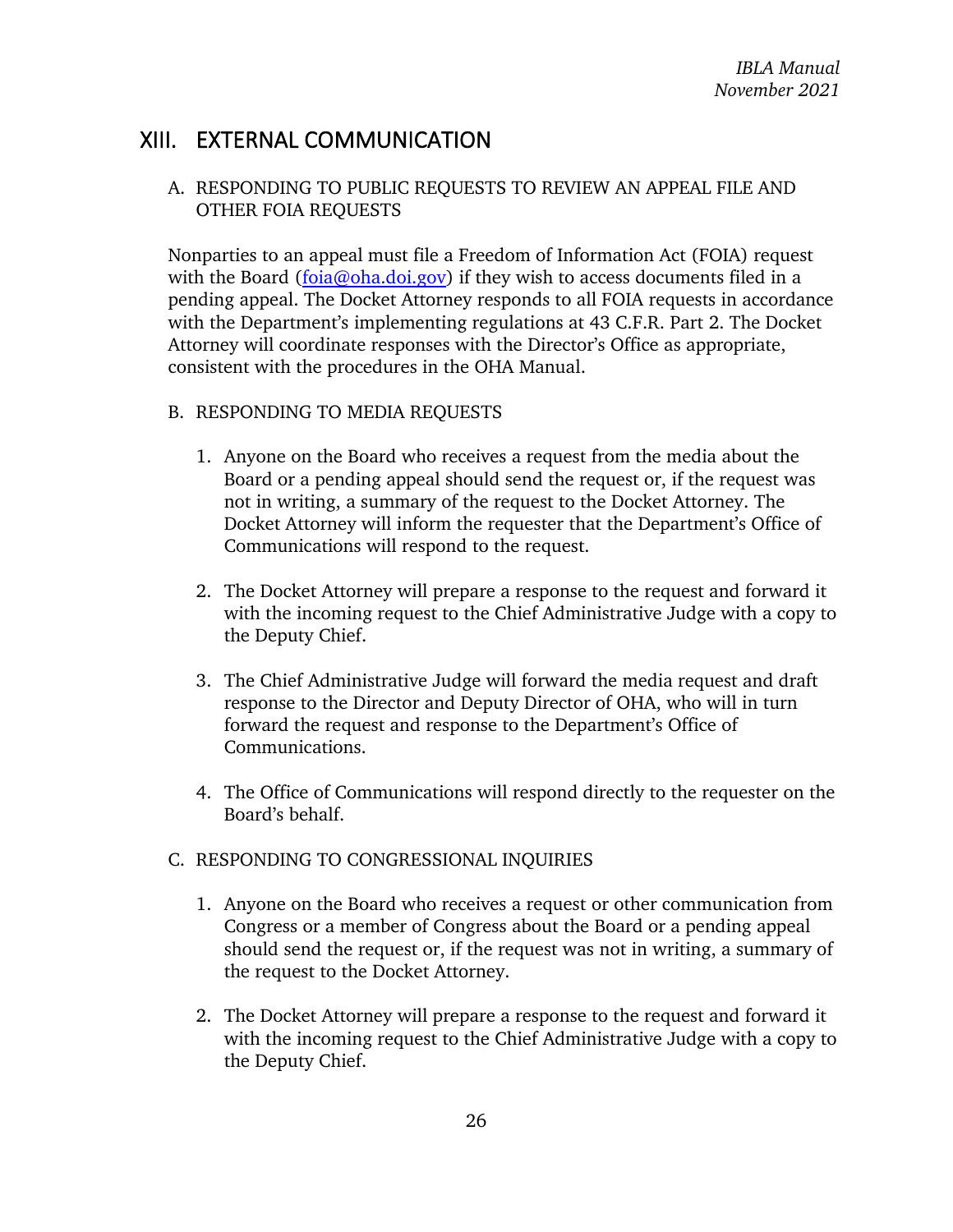## XIII. EXTERNAL COMMUNICATION

### A. RESPONDING TO PUBLIC REQUESTS TO REVIEW AN APPEAL FILE AND OTHER FOIA REQUESTS

Nonparties to an appeal must file a Freedom of Information Act (FOIA) request with the Board (foia@oha.doi.gov) if they wish to access documents filed in a pending appeal. The Docket Attorney responds to all FOIA requests in accordance with the Department's implementing regulations at 43 C.F.R. Part 2. The Docket Attorney will coordinate responses with the Director's Office as appropriate, consistent with the procedures in the OHA Manual.

### B. RESPONDING TO MEDIA REQUESTS

1. Anyone on the Board who receives a request from the media about the Board or a pending appeal should send the request or, if the request was not in writing, a summary of the request to the Docket Attorney. The Docket Attorney will inform the requester that the Department's Office of Communications will respond to the request.

2. The Docket Attorney will prepare a response to the request and forward it with the incoming request to the Chief Administrative Judge with a copy to the Deputy Chief.

3. The Chief Administrative Judge will forward the media request and draft response to the Director and Deputy Director of OHA, who will in turn forward the request and response to the Department's Office of Communications.

4. The Office of Communications will respond directly to the requester on the Board's behalf.

### C. RESPONDING TO CONGRESSIONAL INQUIRIES

1. Anyone on the Board who receives a request or other communication from Congress or a member of Congress about the Board or a pending appeal should send the request or, if the request was not in writing, a summary of the request to the Docket Attorney.

2. The Docket Attorney will prepare a response to the request and forward it with the incoming request to the Chief Administrative Judge with a copy to the Deputy Chief.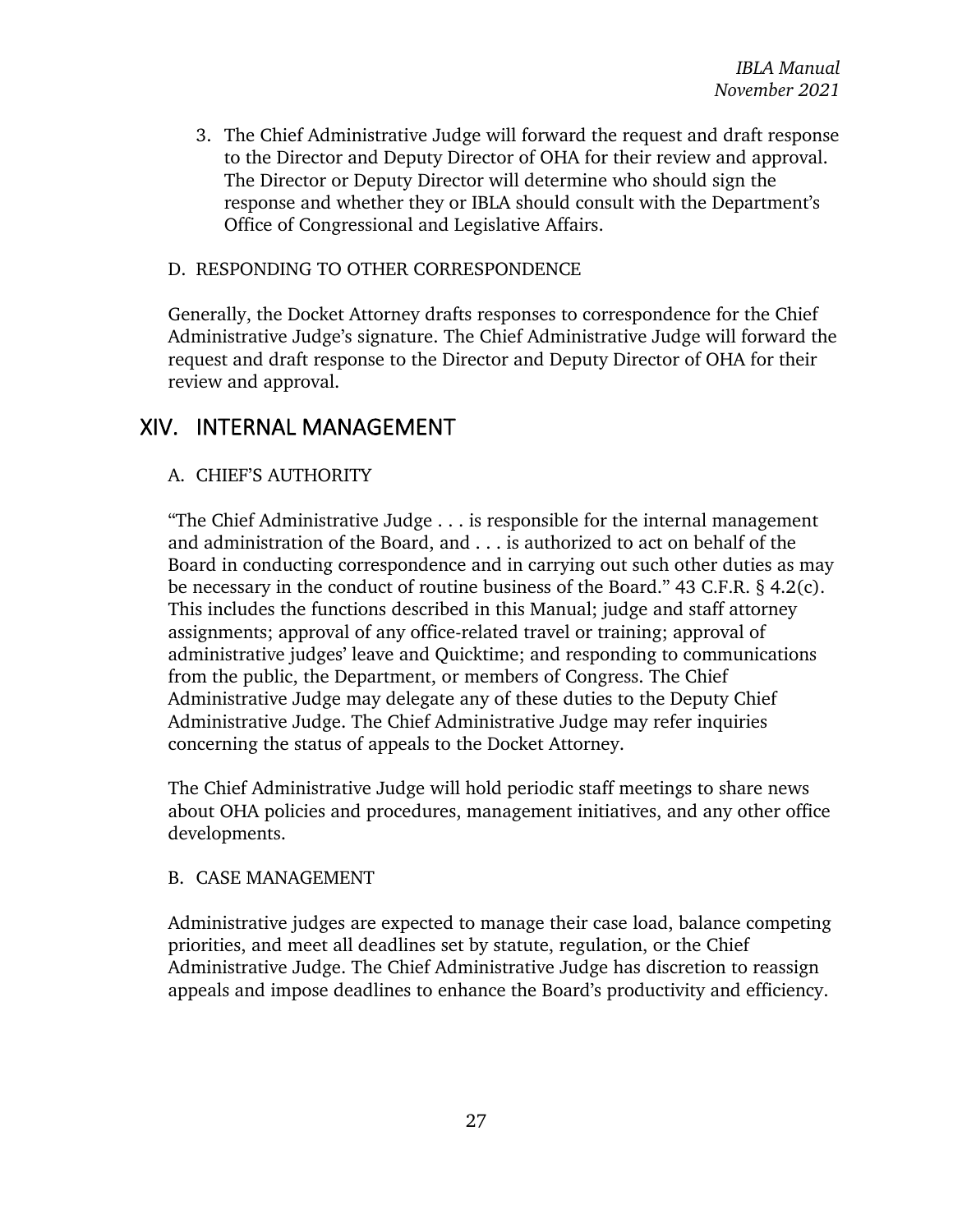3. The Chief Administrative Judge will forward the request and draft response to the Director and Deputy Director of OHA for their review and approval. The Director or Deputy Director will determine who should sign the response and whether they or IBLA should consult with the Department's Office of Congressional and Legislative Affairs.

### D. RESPONDING TO OTHER CORRESPONDENCE

Generally, the Docket Attorney drafts responses to correspondence for the Chief Administrative Judge's signature. The Chief Administrative Judge will forward the request and draft response to the Director and Deputy Director of OHA for their review and approval.

## XIV. INTERNAL MANAGEMENT

### A. CHIEF'S AUTHORITY

"The Chief Administrative Judge . . . is responsible for the internal management and administration of the Board, and . . . is authorized to act on behalf of the Board in conducting correspondence and in carrying out such other duties as may be necessary in the conduct of routine business of the Board." 43 C.F.R. § 4.2(c). This includes the functions described in this Manual; judge and staff attorney assignments; approval of any office-related travel or training; approval of administrative judges' leave and Quicktime; and responding to communications from the public, the Department, or members of Congress. The Chief Administrative Judge may delegate any of these duties to the Deputy Chief Administrative Judge. The Chief Administrative Judge may refer inquiries concerning the status of appeals to the Docket Attorney.

The Chief Administrative Judge will hold periodic staff meetings to share news about OHA policies and procedures, management initiatives, and any other office developments.

### B. CASE MANAGEMENT

Administrative judges are expected to manage their case load, balance competing priorities, and meet all deadlines set by statute, regulation, or the Chief Administrative Judge. The Chief Administrative Judge has discretion to reassign appeals and impose deadlines to enhance the Board's productivity and efficiency.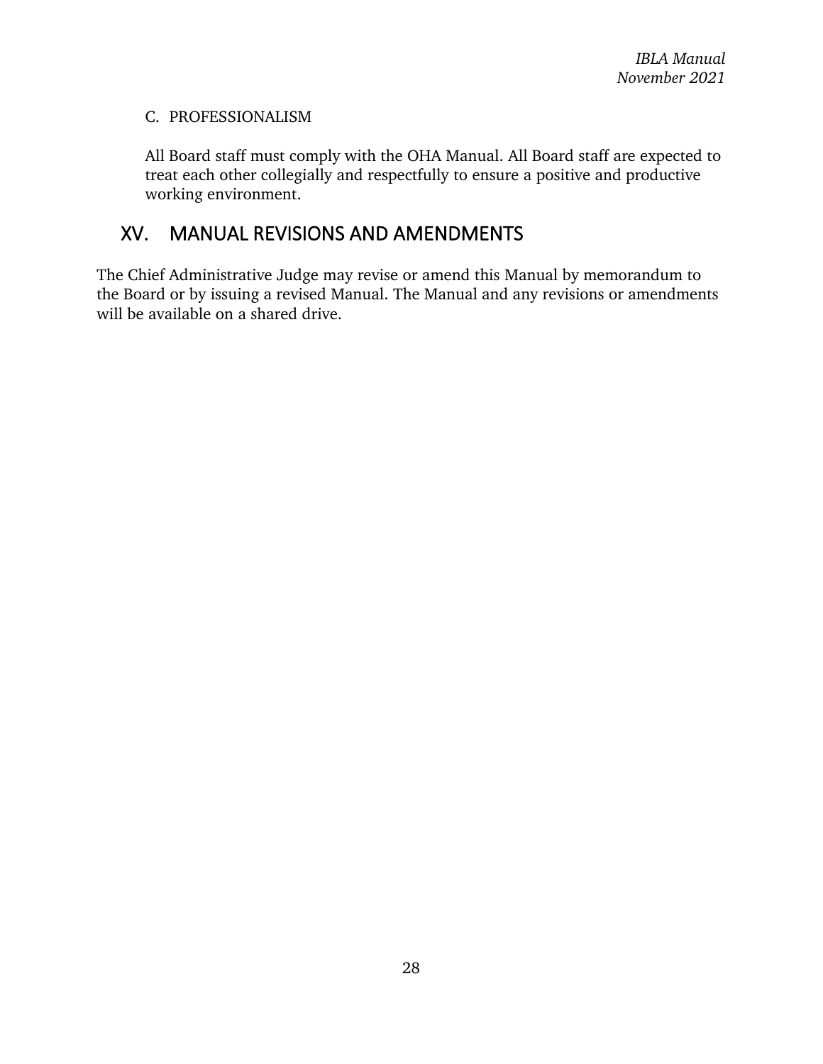C. PROFESSIONALISM

All Board staff must comply with the OHA Manual. All Board staff are expected to treat each other collegially and respectfully to ensure a positive and productive working environment.

## XV. MANUAL REVISIONS AND AMENDMENTS

The Chief Administrative Judge may revise or amend this Manual by memorandum to the Board or by issuing a revised Manual. The Manual and any revisions or amendments will be available on a shared drive.